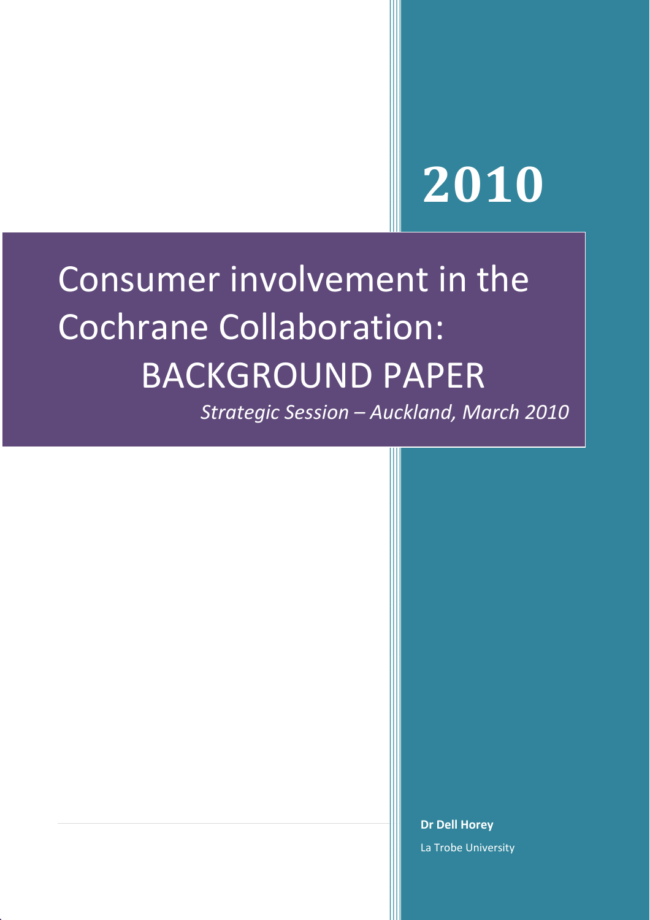2010

# Consumer involvement in the Cochrane Collaboration: BACKGROUND PAPER

*Strategic Session – Auckland, March 2010*

**Dr Dell Horey**

La Trobe University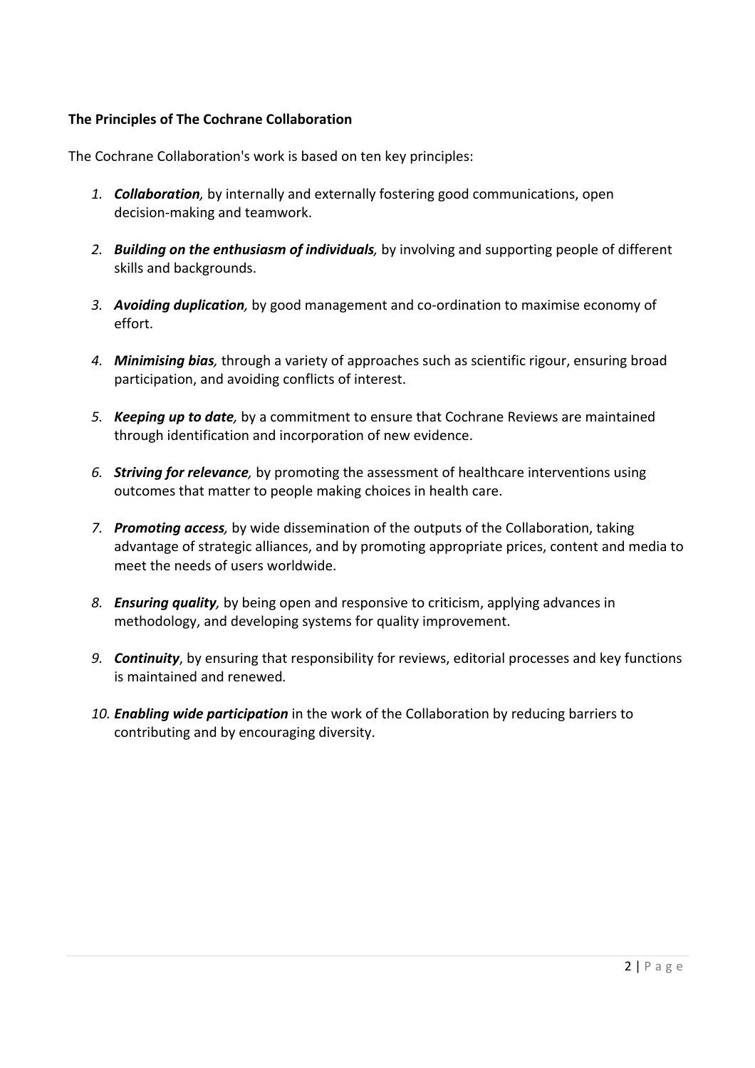**The Principles of The Cochrane Collaboration**

The Cochrane Collaboration's work is based on ten key principles:

1. ***Collaboration,*** by internally and externally fostering good communications, open decision-making and teamwork.
2. ***Building on the enthusiasm of individuals,*** by involving and supporting people of different skills and backgrounds.
3. ***Avoiding duplication,*** by good management and co-ordination to maximise economy of effort.
4. ***Minimising bias,*** through a variety of approaches such as scientific rigour, ensuring broad participation, and avoiding conflicts of interest.
5. ***Keeping up to date,*** by a commitment to ensure that Cochrane Reviews are maintained through identification and incorporation of new evidence.
6. ***Striving for relevance,*** by promoting the assessment of healthcare interventions using outcomes that matter to people making choices in health care.
7. ***Promoting access,*** by wide dissemination of the outputs of the Collaboration, taking advantage of strategic alliances, and by promoting appropriate prices, content and media to meet the needs of users worldwide.
8. ***Ensuring quality,*** by being open and responsive to criticism, applying advances in methodology, and developing systems for quality improvement.
9. ***Continuity***, by ensuring that responsibility for reviews, editorial processes and key functions is maintained and renewed.
10. ***Enabling wide participation*** in the work of the Collaboration by reducing barriers to contributing and by encouraging diversity.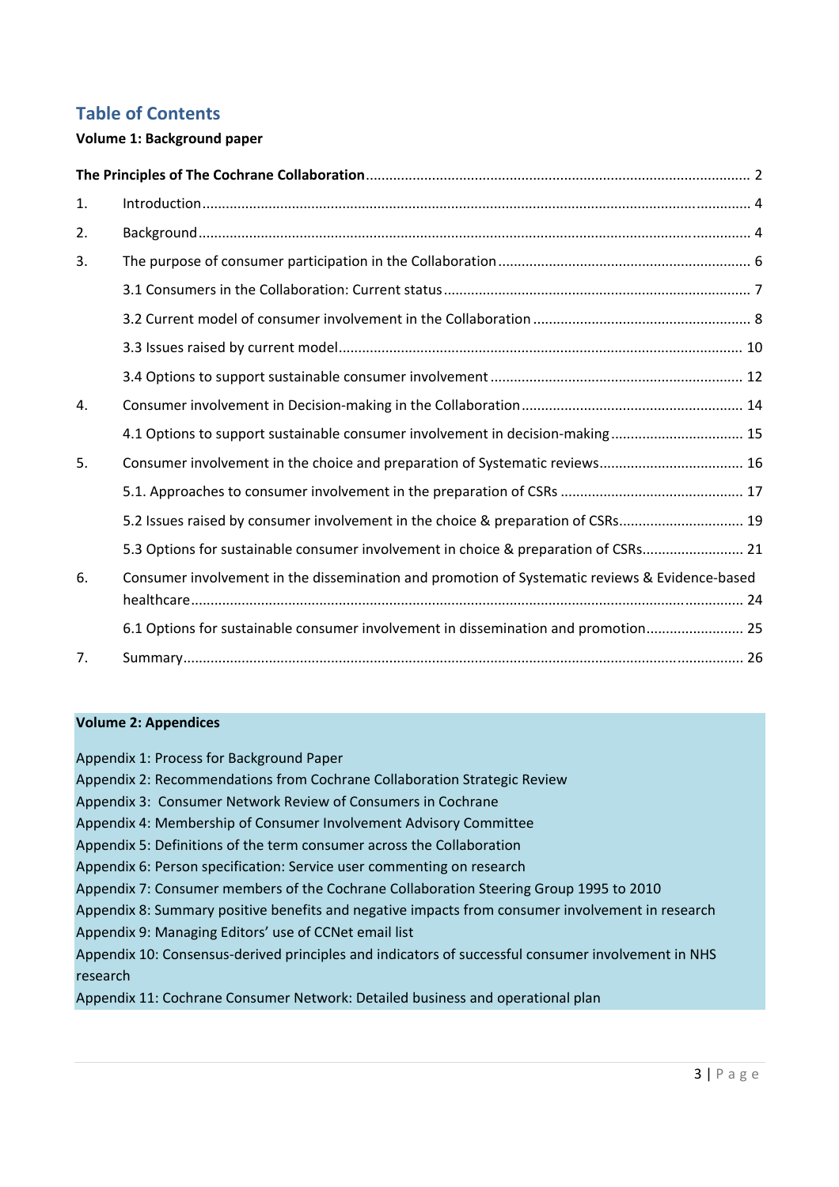## Table of Contents

**Volume 1: Background paper**

**The Principles of The Cochrane Collaboration** ........ 2

1. Introduction ........ 4
2. Background ........ 4
3. The purpose of consumer participation in the Collaboration ........ 6
   - 3.1 Consumers in the Collaboration: Current status ........ 7
   - 3.2 Current model of consumer involvement in the Collaboration ........ 8
   - 3.3 Issues raised by current model ........ 10
   - 3.4 Options to support sustainable consumer involvement ........ 12
4. Consumer involvement in Decision-making in the Collaboration ........ 14
   - 4.1 Options to support sustainable consumer involvement in decision-making ........ 15
5. Consumer involvement in the choice and preparation of Systematic reviews ........ 16
   - 5.1. Approaches to consumer involvement in the preparation of CSRs ........ 17
   - 5.2 Issues raised by consumer involvement in the choice & preparation of CSRs ........ 19
   - 5.3 Options for sustainable consumer involvement in choice & preparation of CSRs ........ 21
6. Consumer involvement in the dissemination and promotion of Systematic reviews & Evidence-based healthcare ........ 24
   - 6.1 Options for sustainable consumer involvement in dissemination and promotion ........ 25
7. Summary ........ 26

**Volume 2: Appendices**

Appendix 1: Process for Background Paper
Appendix 2: Recommendations from Cochrane Collaboration Strategic Review
Appendix 3: Consumer Network Review of Consumers in Cochrane
Appendix 4: Membership of Consumer Involvement Advisory Committee
Appendix 5: Definitions of the term consumer across the Collaboration
Appendix 6: Person specification: Service user commenting on research
Appendix 7: Consumer members of the Cochrane Collaboration Steering Group 1995 to 2010
Appendix 8: Summary positive benefits and negative impacts from consumer involvement in research
Appendix 9: Managing Editors' use of CCNet email list
Appendix 10: Consensus-derived principles and indicators of successful consumer involvement in NHS research
Appendix 11: Cochrane Consumer Network: Detailed business and operational plan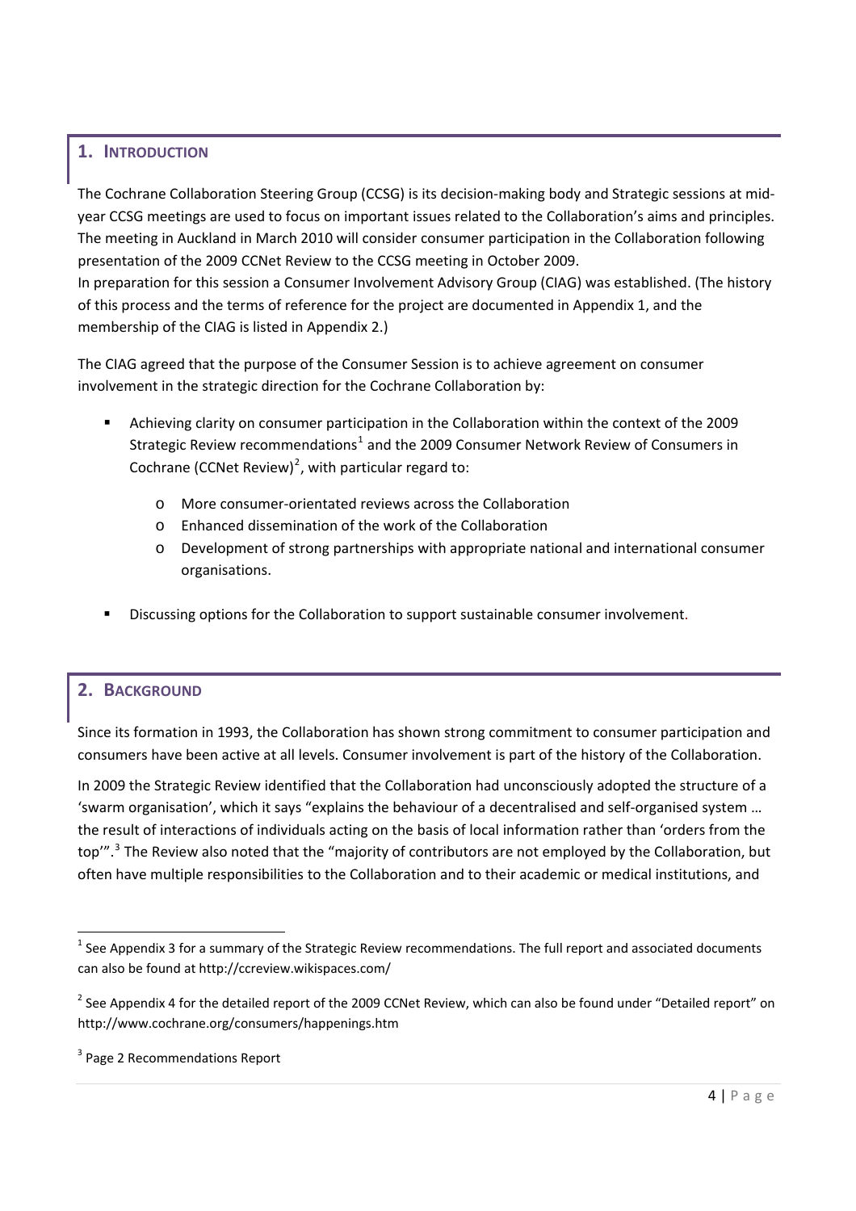## 1. Introduction

The Cochrane Collaboration Steering Group (CCSG) is its decision-making body and Strategic sessions at mid-year CCSG meetings are used to focus on important issues related to the Collaboration's aims and principles. The meeting in Auckland in March 2010 will consider consumer participation in the Collaboration following presentation of the 2009 CCNet Review to the CCSG meeting in October 2009.
In preparation for this session a Consumer Involvement Advisory Group (CIAG) was established. (The history of this process and the terms of reference for the project are documented in Appendix 1, and the membership of the CIAG is listed in Appendix 2.)

The CIAG agreed that the purpose of the Consumer Session is to achieve agreement on consumer involvement in the strategic direction for the Cochrane Collaboration by:

- Achieving clarity on consumer participation in the Collaboration within the context of the 2009 Strategic Review recommendations[1] and the 2009 Consumer Network Review of Consumers in Cochrane (CCNet Review)[2], with particular regard to:
    - More consumer-orientated reviews across the Collaboration
    - Enhanced dissemination of the work of the Collaboration
    - Development of strong partnerships with appropriate national and international consumer organisations.
- Discussing options for the Collaboration to support sustainable consumer involvement.

## 2. Background

Since its formation in 1993, the Collaboration has shown strong commitment to consumer participation and consumers have been active at all levels. Consumer involvement is part of the history of the Collaboration.

In 2009 the Strategic Review identified that the Collaboration had unconsciously adopted the structure of a 'swarm organisation', which it says "explains the behaviour of a decentralised and self-organised system … the result of interactions of individuals acting on the basis of local information rather than 'orders from the top'".[3] The Review also noted that the "majority of contributors are not employed by the Collaboration, but often have multiple responsibilities to the Collaboration and to their academic or medical institutions, and

---

[1] See Appendix 3 for a summary of the Strategic Review recommendations. The full report and associated documents can also be found at http://ccreview.wikispaces.com/

[2] See Appendix 4 for the detailed report of the 2009 CCNet Review, which can also be found under "Detailed report" on http://www.cochrane.org/consumers/happenings.htm

[3] Page 2 Recommendations Report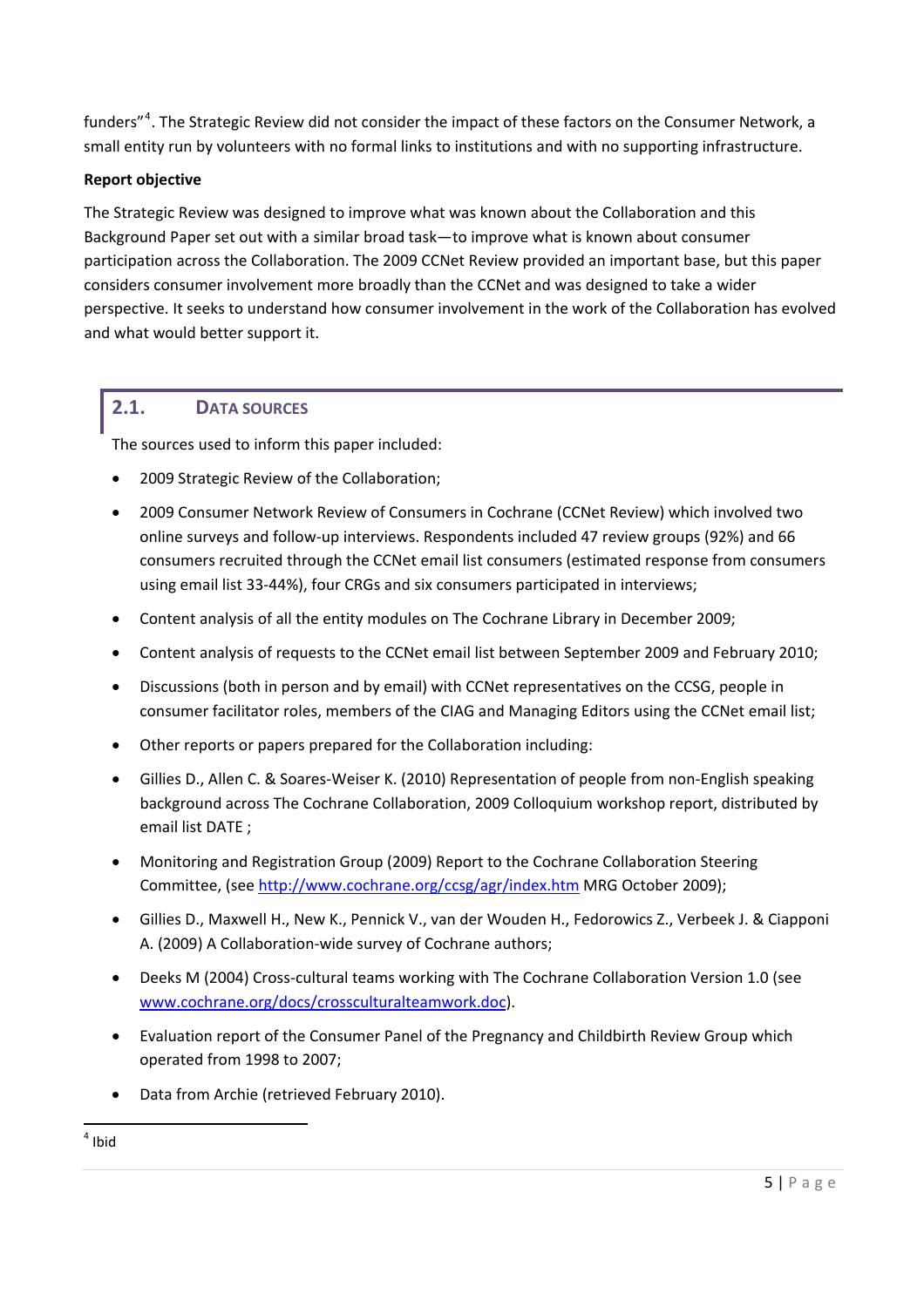funders"[4]. The Strategic Review did not consider the impact of these factors on the Consumer Network, a small entity run by volunteers with no formal links to institutions and with no supporting infrastructure.

**Report objective**

The Strategic Review was designed to improve what was known about the Collaboration and this Background Paper set out with a similar broad task—to improve what is known about consumer participation across the Collaboration. The 2009 CCNet Review provided an important base, but this paper considers consumer involvement more broadly than the CCNet and was designed to take a wider perspective. It seeks to understand how consumer involvement in the work of the Collaboration has evolved and what would better support it.

## 2.1. DATA SOURCES

The sources used to inform this paper included:

- 2009 Strategic Review of the Collaboration;
- 2009 Consumer Network Review of Consumers in Cochrane (CCNet Review) which involved two online surveys and follow-up interviews. Respondents included 47 review groups (92%) and 66 consumers recruited through the CCNet email list consumers (estimated response from consumers using email list 33-44%), four CRGs and six consumers participated in interviews;
- Content analysis of all the entity modules on The Cochrane Library in December 2009;
- Content analysis of requests to the CCNet email list between September 2009 and February 2010;
- Discussions (both in person and by email) with CCNet representatives on the CCSG, people in consumer facilitator roles, members of the CIAG and Managing Editors using the CCNet email list;
- Other reports or papers prepared for the Collaboration including:
- Gillies D., Allen C. & Soares-Weiser K. (2010) Representation of people from non-English speaking background across The Cochrane Collaboration, 2009 Colloquium workshop report, distributed by email list DATE ;
- Monitoring and Registration Group (2009) Report to the Cochrane Collaboration Steering Committee, (see http://www.cochrane.org/ccsg/agr/index.htm MRG October 2009);
- Gillies D., Maxwell H., New K., Pennick V., van der Wouden H., Fedorowics Z., Verbeek J. & Ciapponi A. (2009) A Collaboration-wide survey of Cochrane authors;
- Deeks M (2004) Cross-cultural teams working with The Cochrane Collaboration Version 1.0 (see www.cochrane.org/docs/crossculturalteamwork.doc).
- Evaluation report of the Consumer Panel of the Pregnancy and Childbirth Review Group which operated from 1998 to 2007;
- Data from Archie (retrieved February 2010).

---

[4] Ibid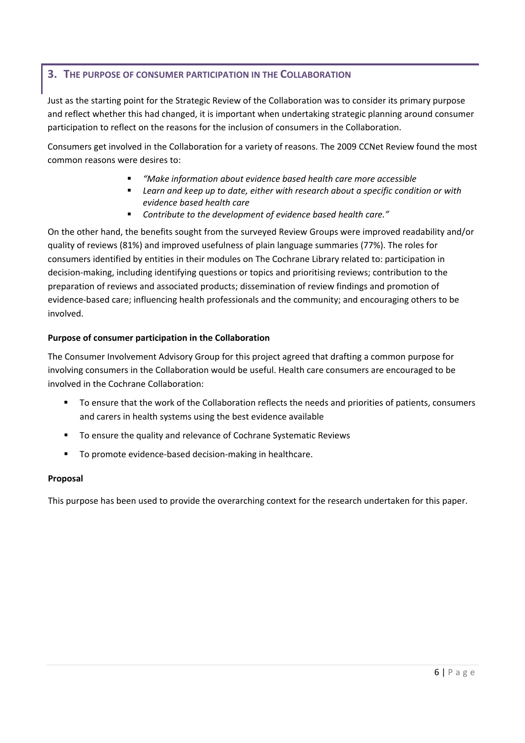## 3. THE PURPOSE OF CONSUMER PARTICIPATION IN THE COLLABORATION

Just as the starting point for the Strategic Review of the Collaboration was to consider its primary purpose and reflect whether this had changed, it is important when undertaking strategic planning around consumer participation to reflect on the reasons for the inclusion of consumers in the Collaboration.

Consumers get involved in the Collaboration for a variety of reasons. The 2009 CCNet Review found the most common reasons were desires to:

- *"Make information about evidence based health care more accessible*
- *Learn and keep up to date, either with research about a specific condition or with evidence based health care*
- *Contribute to the development of evidence based health care."*

On the other hand, the benefits sought from the surveyed Review Groups were improved readability and/or quality of reviews (81%) and improved usefulness of plain language summaries (77%). The roles for consumers identified by entities in their modules on The Cochrane Library related to: participation in decision-making, including identifying questions or topics and prioritising reviews; contribution to the preparation of reviews and associated products; dissemination of review findings and promotion of evidence-based care; influencing health professionals and the community; and encouraging others to be involved.

**Purpose of consumer participation in the Collaboration**

The Consumer Involvement Advisory Group for this project agreed that drafting a common purpose for involving consumers in the Collaboration would be useful. Health care consumers are encouraged to be involved in the Cochrane Collaboration:

- To ensure that the work of the Collaboration reflects the needs and priorities of patients, consumers and carers in health systems using the best evidence available
- To ensure the quality and relevance of Cochrane Systematic Reviews
- To promote evidence-based decision-making in healthcare.

**Proposal**

This purpose has been used to provide the overarching context for the research undertaken for this paper.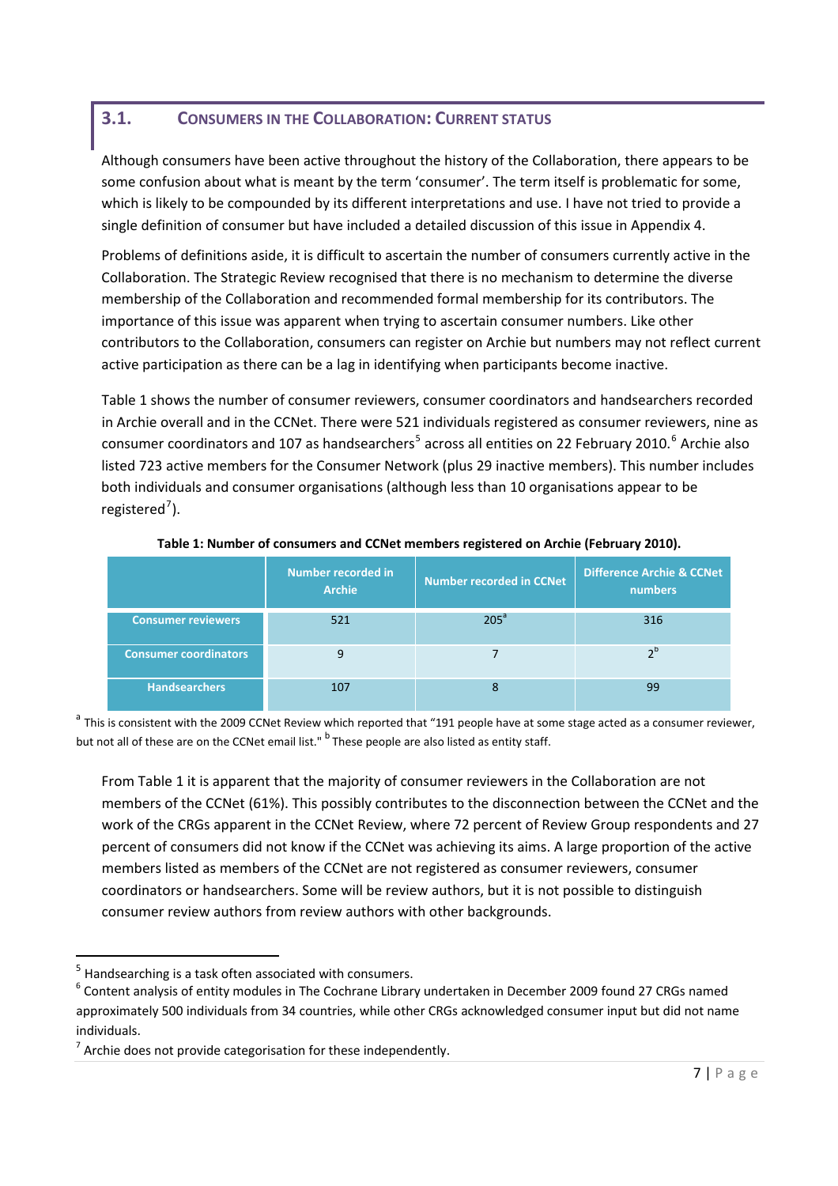## 3.1. Consumers in the Collaboration: Current Status

Although consumers have been active throughout the history of the Collaboration, there appears to be some confusion about what is meant by the term 'consumer'. The term itself is problematic for some, which is likely to be compounded by its different interpretations and use. I have not tried to provide a single definition of consumer but have included a detailed discussion of this issue in Appendix 4.

Problems of definitions aside, it is difficult to ascertain the number of consumers currently active in the Collaboration. The Strategic Review recognised that there is no mechanism to determine the diverse membership of the Collaboration and recommended formal membership for its contributors. The importance of this issue was apparent when trying to ascertain consumer numbers. Like other contributors to the Collaboration, consumers can register on Archie but numbers may not reflect current active participation as there can be a lag in identifying when participants become inactive.

Table 1 shows the number of consumer reviewers, consumer coordinators and handsearchers recorded in Archie overall and in the CCNet. There were 521 individuals registered as consumer reviewers, nine as consumer coordinators and 107 as handsearchers[5] across all entities on 22 February 2010.[6] Archie also listed 723 active members for the Consumer Network (plus 29 inactive members). This number includes both individuals and consumer organisations (although less than 10 organisations appear to be registered[7]).

**Table 1: Number of consumers and CCNet members registered on Archie (February 2010).**

| | Number recorded in Archie | Number recorded in CCNet | Difference Archie & CCNet numbers |
|---|---|---|---|
| Consumer reviewers | 521 | 205[a] | 316 |
| Consumer coordinators | 9 | 7 | 2[b] |
| Handsearchers | 107 | 8 | 99 |

[a] This is consistent with the 2009 CCNet Review which reported that "191 people have at some stage acted as a consumer reviewer, but not all of these are on the CCNet email list." [b] These people are also listed as entity staff.

From Table 1 it is apparent that the majority of consumer reviewers in the Collaboration are not members of the CCNet (61%). This possibly contributes to the disconnection between the CCNet and the work of the CRGs apparent in the CCNet Review, where 72 percent of Review Group respondents and 27 percent of consumers did not know if the CCNet was achieving its aims. A large proportion of the active members listed as members of the CCNet are not registered as consumer reviewers, consumer coordinators or handsearchers. Some will be review authors, but it is not possible to distinguish consumer review authors from review authors with other backgrounds.

---

[5] Handsearching is a task often associated with consumers.

[6] Content analysis of entity modules in The Cochrane Library undertaken in December 2009 found 27 CRGs named approximately 500 individuals from 34 countries, while other CRGs acknowledged consumer input but did not name individuals.

[7] Archie does not provide categorisation for these independently.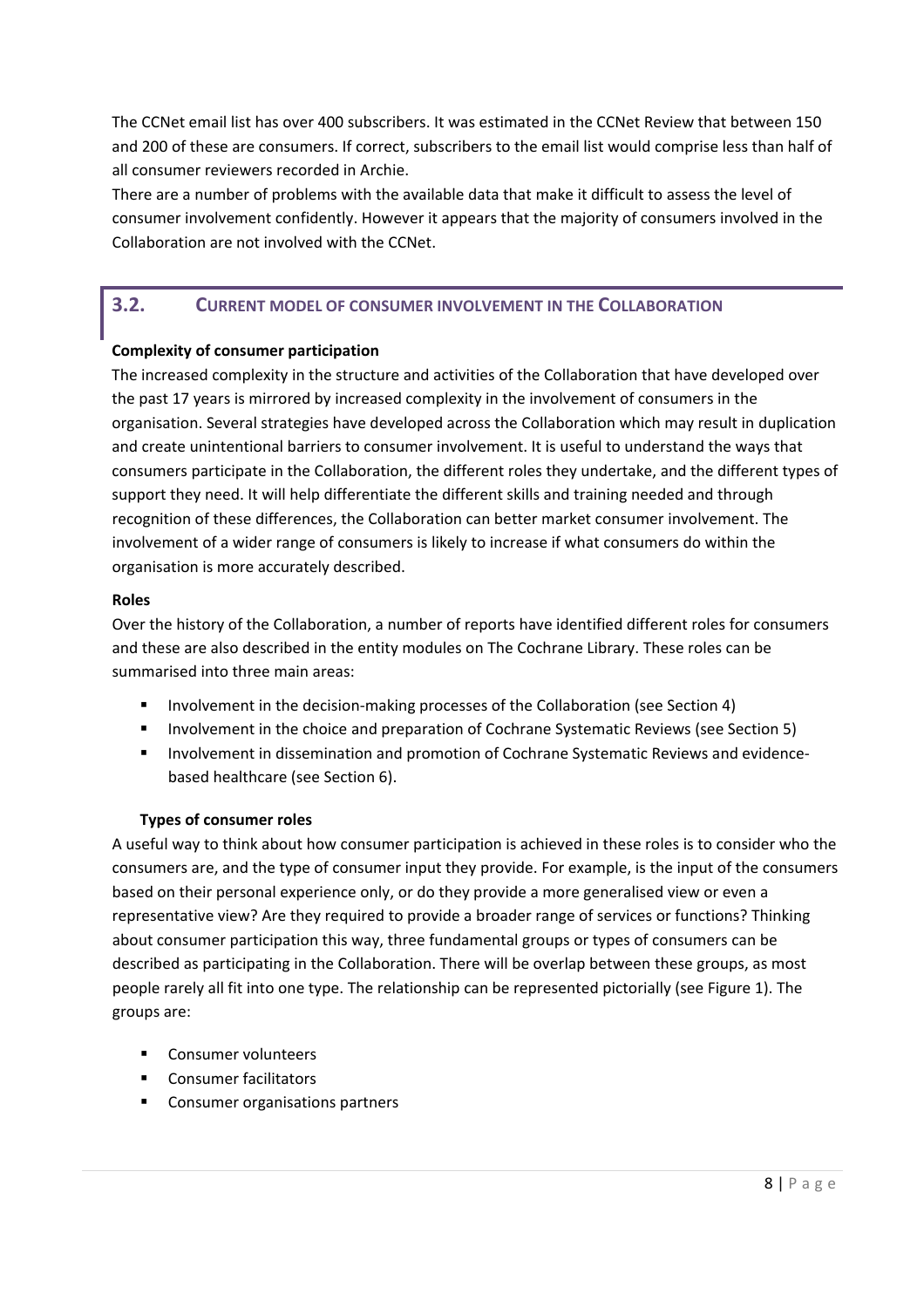The CCNet email list has over 400 subscribers. It was estimated in the CCNet Review that between 150 and 200 of these are consumers. If correct, subscribers to the email list would comprise less than half of all consumer reviewers recorded in Archie.

There are a number of problems with the available data that make it difficult to assess the level of consumer involvement confidently. However it appears that the majority of consumers involved in the Collaboration are not involved with the CCNet.

## 3.2. CURRENT MODEL OF CONSUMER INVOLVEMENT IN THE COLLABORATION

**Complexity of consumer participation**

The increased complexity in the structure and activities of the Collaboration that have developed over the past 17 years is mirrored by increased complexity in the involvement of consumers in the organisation. Several strategies have developed across the Collaboration which may result in duplication and create unintentional barriers to consumer involvement. It is useful to understand the ways that consumers participate in the Collaboration, the different roles they undertake, and the different types of support they need. It will help differentiate the different skills and training needed and through recognition of these differences, the Collaboration can better market consumer involvement. The involvement of a wider range of consumers is likely to increase if what consumers do within the organisation is more accurately described.

**Roles**

Over the history of the Collaboration, a number of reports have identified different roles for consumers and these are also described in the entity modules on The Cochrane Library. These roles can be summarised into three main areas:

- Involvement in the decision-making processes of the Collaboration (see Section 4)
- Involvement in the choice and preparation of Cochrane Systematic Reviews (see Section 5)
- Involvement in dissemination and promotion of Cochrane Systematic Reviews and evidence-based healthcare (see Section 6).

**Types of consumer roles**

A useful way to think about how consumer participation is achieved in these roles is to consider who the consumers are, and the type of consumer input they provide. For example, is the input of the consumers based on their personal experience only, or do they provide a more generalised view or even a representative view? Are they required to provide a broader range of services or functions? Thinking about consumer participation this way, three fundamental groups or types of consumers can be described as participating in the Collaboration. There will be overlap between these groups, as most people rarely all fit into one type. The relationship can be represented pictorially (see Figure 1). The groups are:

- Consumer volunteers
- Consumer facilitators
- Consumer organisations partners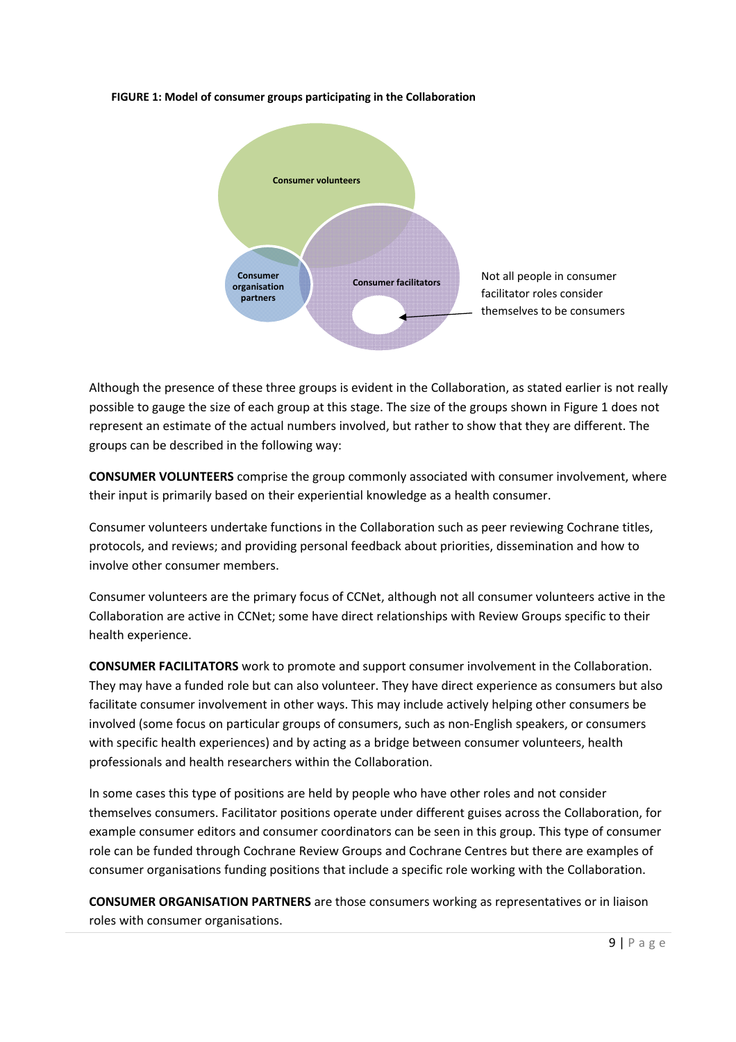**FIGURE 1: Model of consumer groups participating in the Collaboration**

Consumer volunteers

Consumer organisation partners

Consumer facilitators

Not all people in consumer facilitator roles consider themselves to be consumers

Although the presence of these three groups is evident in the Collaboration, as stated earlier is not really possible to gauge the size of each group at this stage. The size of the groups shown in Figure 1 does not represent an estimate of the actual numbers involved, but rather to show that they are different. The groups can be described in the following way:

**CONSUMER VOLUNTEERS** comprise the group commonly associated with consumer involvement, where their input is primarily based on their experiential knowledge as a health consumer.

Consumer volunteers undertake functions in the Collaboration such as peer reviewing Cochrane titles, protocols, and reviews; and providing personal feedback about priorities, dissemination and how to involve other consumer members.

Consumer volunteers are the primary focus of CCNet, although not all consumer volunteers active in the Collaboration are active in CCNet; some have direct relationships with Review Groups specific to their health experience.

**CONSUMER FACILITATORS** work to promote and support consumer involvement in the Collaboration. They may have a funded role but can also volunteer. They have direct experience as consumers but also facilitate consumer involvement in other ways. This may include actively helping other consumers be involved (some focus on particular groups of consumers, such as non-English speakers, or consumers with specific health experiences) and by acting as a bridge between consumer volunteers, health professionals and health researchers within the Collaboration.

In some cases this type of positions are held by people who have other roles and not consider themselves consumers. Facilitator positions operate under different guises across the Collaboration, for example consumer editors and consumer coordinators can be seen in this group. This type of consumer role can be funded through Cochrane Review Groups and Cochrane Centres but there are examples of consumer organisations funding positions that include a specific role working with the Collaboration.

**CONSUMER ORGANISATION PARTNERS** are those consumers working as representatives or in liaison roles with consumer organisations.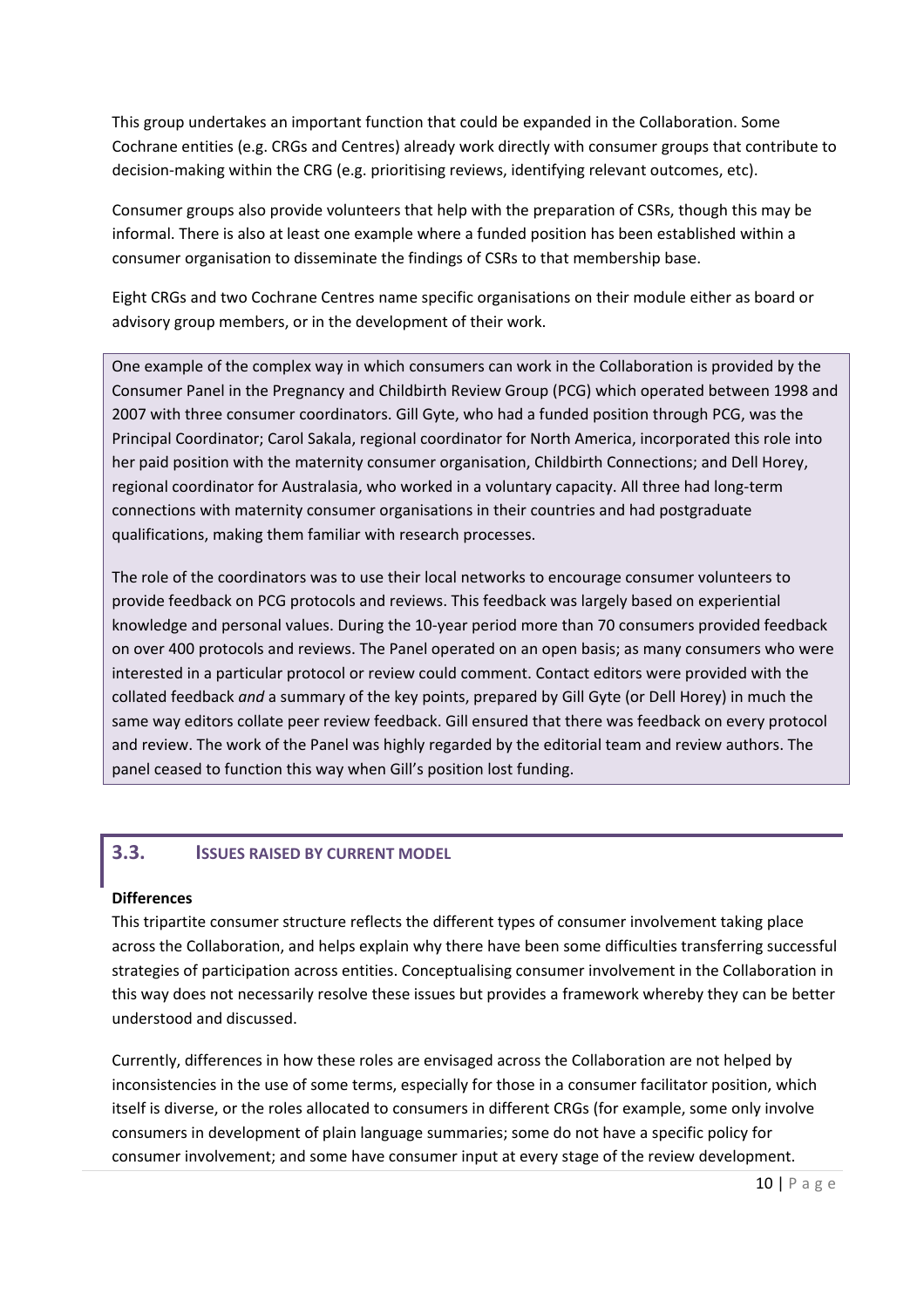This group undertakes an important function that could be expanded in the Collaboration. Some Cochrane entities (e.g. CRGs and Centres) already work directly with consumer groups that contribute to decision-making within the CRG (e.g. prioritising reviews, identifying relevant outcomes, etc).

Consumer groups also provide volunteers that help with the preparation of CSRs, though this may be informal. There is also at least one example where a funded position has been established within a consumer organisation to disseminate the findings of CSRs to that membership base.

Eight CRGs and two Cochrane Centres name specific organisations on their module either as board or advisory group members, or in the development of their work.

One example of the complex way in which consumers can work in the Collaboration is provided by the Consumer Panel in the Pregnancy and Childbirth Review Group (PCG) which operated between 1998 and 2007 with three consumer coordinators. Gill Gyte, who had a funded position through PCG, was the Principal Coordinator; Carol Sakala, regional coordinator for North America, incorporated this role into her paid position with the maternity consumer organisation, Childbirth Connections; and Dell Horey, regional coordinator for Australasia, who worked in a voluntary capacity. All three had long-term connections with maternity consumer organisations in their countries and had postgraduate qualifications, making them familiar with research processes.

The role of the coordinators was to use their local networks to encourage consumer volunteers to provide feedback on PCG protocols and reviews. This feedback was largely based on experiential knowledge and personal values. During the 10-year period more than 70 consumers provided feedback on over 400 protocols and reviews. The Panel operated on an open basis; as many consumers who were interested in a particular protocol or review could comment. Contact editors were provided with the collated feedback *and* a summary of the key points, prepared by Gill Gyte (or Dell Horey) in much the same way editors collate peer review feedback. Gill ensured that there was feedback on every protocol and review. The work of the Panel was highly regarded by the editorial team and review authors. The panel ceased to function this way when Gill's position lost funding.

## 3.3. ISSUES RAISED BY CURRENT MODEL

**Differences**

This tripartite consumer structure reflects the different types of consumer involvement taking place across the Collaboration, and helps explain why there have been some difficulties transferring successful strategies of participation across entities. Conceptualising consumer involvement in the Collaboration in this way does not necessarily resolve these issues but provides a framework whereby they can be better understood and discussed.

Currently, differences in how these roles are envisaged across the Collaboration are not helped by inconsistencies in the use of some terms, especially for those in a consumer facilitator position, which itself is diverse, or the roles allocated to consumers in different CRGs (for example, some only involve consumers in development of plain language summaries; some do not have a specific policy for consumer involvement; and some have consumer input at every stage of the review development.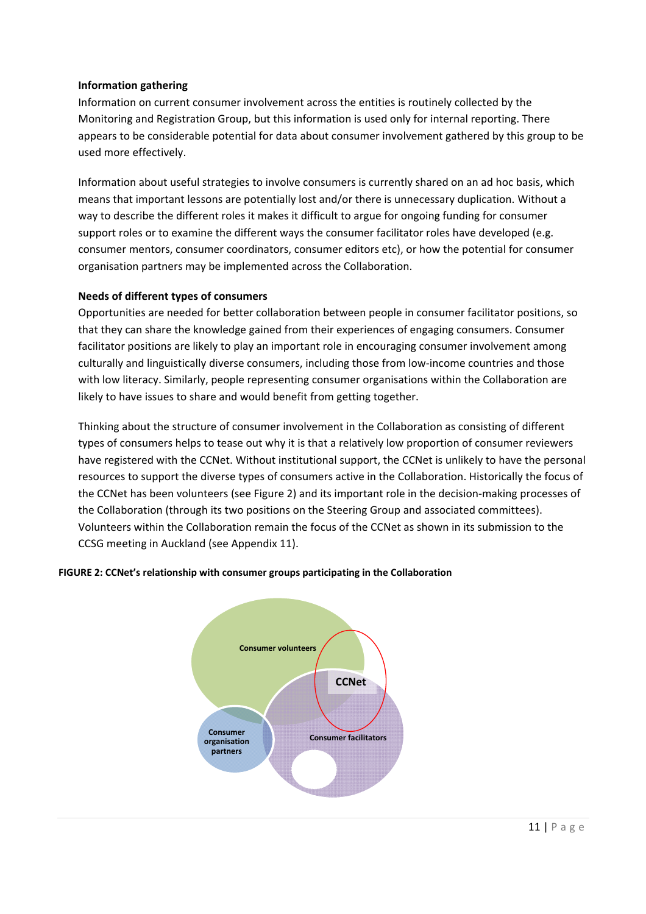### Information gathering

Information on current consumer involvement across the entities is routinely collected by the Monitoring and Registration Group, but this information is used only for internal reporting. There appears to be considerable potential for data about consumer involvement gathered by this group to be used more effectively.

Information about useful strategies to involve consumers is currently shared on an ad hoc basis, which means that important lessons are potentially lost and/or there is unnecessary duplication. Without a way to describe the different roles it makes it difficult to argue for ongoing funding for consumer support roles or to examine the different ways the consumer facilitator roles have developed (e.g. consumer mentors, consumer coordinators, consumer editors etc), or how the potential for consumer organisation partners may be implemented across the Collaboration.

### Needs of different types of consumers

Opportunities are needed for better collaboration between people in consumer facilitator positions, so that they can share the knowledge gained from their experiences of engaging consumers. Consumer facilitator positions are likely to play an important role in encouraging consumer involvement among culturally and linguistically diverse consumers, including those from low-income countries and those with low literacy. Similarly, people representing consumer organisations within the Collaboration are likely to have issues to share and would benefit from getting together.

Thinking about the structure of consumer involvement in the Collaboration as consisting of different types of consumers helps to tease out why it is that a relatively low proportion of consumer reviewers have registered with the CCNet. Without institutional support, the CCNet is unlikely to have the personal resources to support the diverse types of consumers active in the Collaboration. Historically the focus of the CCNet has been volunteers (see Figure 2) and its important role in the decision-making processes of the Collaboration (through its two positions on the Steering Group and associated committees). Volunteers within the Collaboration remain the focus of the CCNet as shown in its submission to the CCSG meeting in Auckland (see Appendix 11).

**FIGURE 2: CCNet's relationship with consumer groups participating in the Collaboration**

Consumer volunteers

CCNet

Consumer organisation partners

Consumer facilitators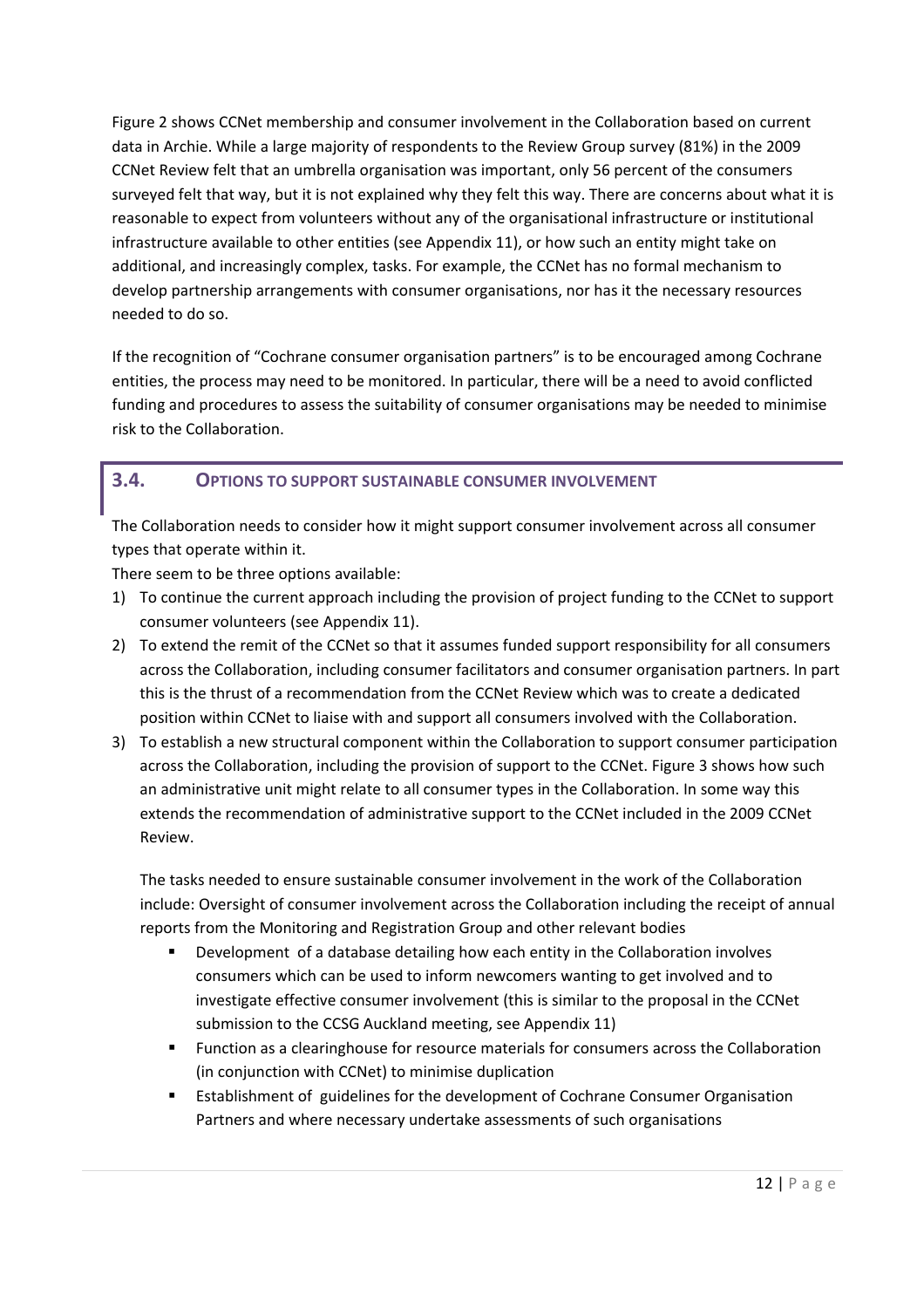Figure 2 shows CCNet membership and consumer involvement in the Collaboration based on current data in Archie. While a large majority of respondents to the Review Group survey (81%) in the 2009 CCNet Review felt that an umbrella organisation was important, only 56 percent of the consumers surveyed felt that way, but it is not explained why they felt this way. There are concerns about what it is reasonable to expect from volunteers without any of the organisational infrastructure or institutional infrastructure available to other entities (see Appendix 11), or how such an entity might take on additional, and increasingly complex, tasks. For example, the CCNet has no formal mechanism to develop partnership arrangements with consumer organisations, nor has it the necessary resources needed to do so.

If the recognition of "Cochrane consumer organisation partners" is to be encouraged among Cochrane entities, the process may need to be monitored. In particular, there will be a need to avoid conflicted funding and procedures to assess the suitability of consumer organisations may be needed to minimise risk to the Collaboration.

## 3.4. OPTIONS TO SUPPORT SUSTAINABLE CONSUMER INVOLVEMENT

The Collaboration needs to consider how it might support consumer involvement across all consumer types that operate within it.

There seem to be three options available:

1) To continue the current approach including the provision of project funding to the CCNet to support consumer volunteers (see Appendix 11).
2) To extend the remit of the CCNet so that it assumes funded support responsibility for all consumers across the Collaboration, including consumer facilitators and consumer organisation partners. In part this is the thrust of a recommendation from the CCNet Review which was to create a dedicated position within CCNet to liaise with and support all consumers involved with the Collaboration.
3) To establish a new structural component within the Collaboration to support consumer participation across the Collaboration, including the provision of support to the CCNet. Figure 3 shows how such an administrative unit might relate to all consumer types in the Collaboration. In some way this extends the recommendation of administrative support to the CCNet included in the 2009 CCNet Review.

   The tasks needed to ensure sustainable consumer involvement in the work of the Collaboration include: Oversight of consumer involvement across the Collaboration including the receipt of annual reports from the Monitoring and Registration Group and other relevant bodies

   - Development of a database detailing how each entity in the Collaboration involves consumers which can be used to inform newcomers wanting to get involved and to investigate effective consumer involvement (this is similar to the proposal in the CCNet submission to the CCSG Auckland meeting, see Appendix 11)
   - Function as a clearinghouse for resource materials for consumers across the Collaboration (in conjunction with CCNet) to minimise duplication
   - Establishment of guidelines for the development of Cochrane Consumer Organisation Partners and where necessary undertake assessments of such organisations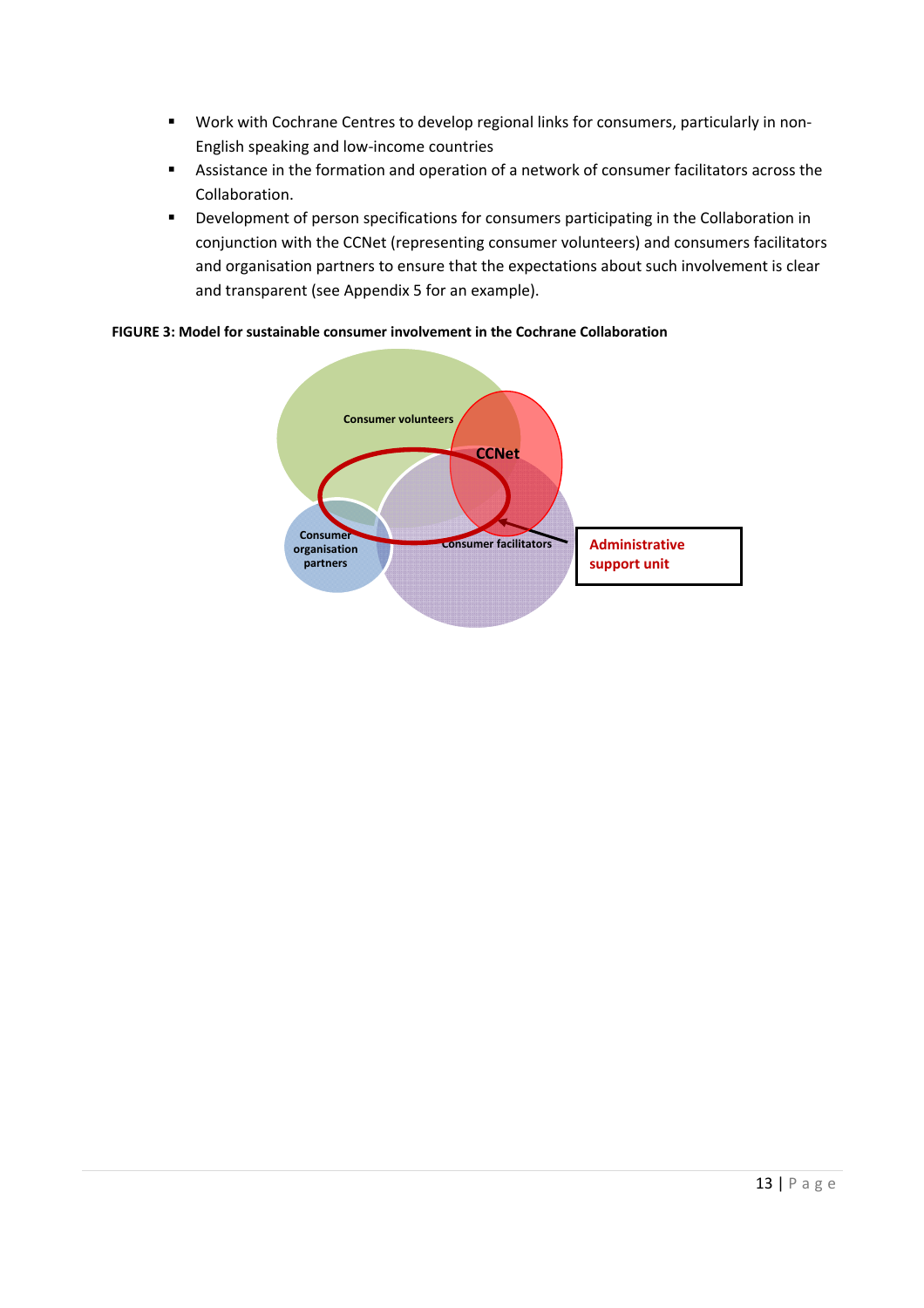- Work with Cochrane Centres to develop regional links for consumers, particularly in non-English speaking and low-income countries
- Assistance in the formation and operation of a network of consumer facilitators across the Collaboration.
- Development of person specifications for consumers participating in the Collaboration in conjunction with the CCNet (representing consumer volunteers) and consumers facilitators and organisation partners to ensure that the expectations about such involvement is clear and transparent (see Appendix 5 for an example).

**FIGURE 3: Model for sustainable consumer involvement in the Cochrane Collaboration**

Consumer volunteers

CCNet

Consumer organisation partners

Consumer facilitators

Administrative support unit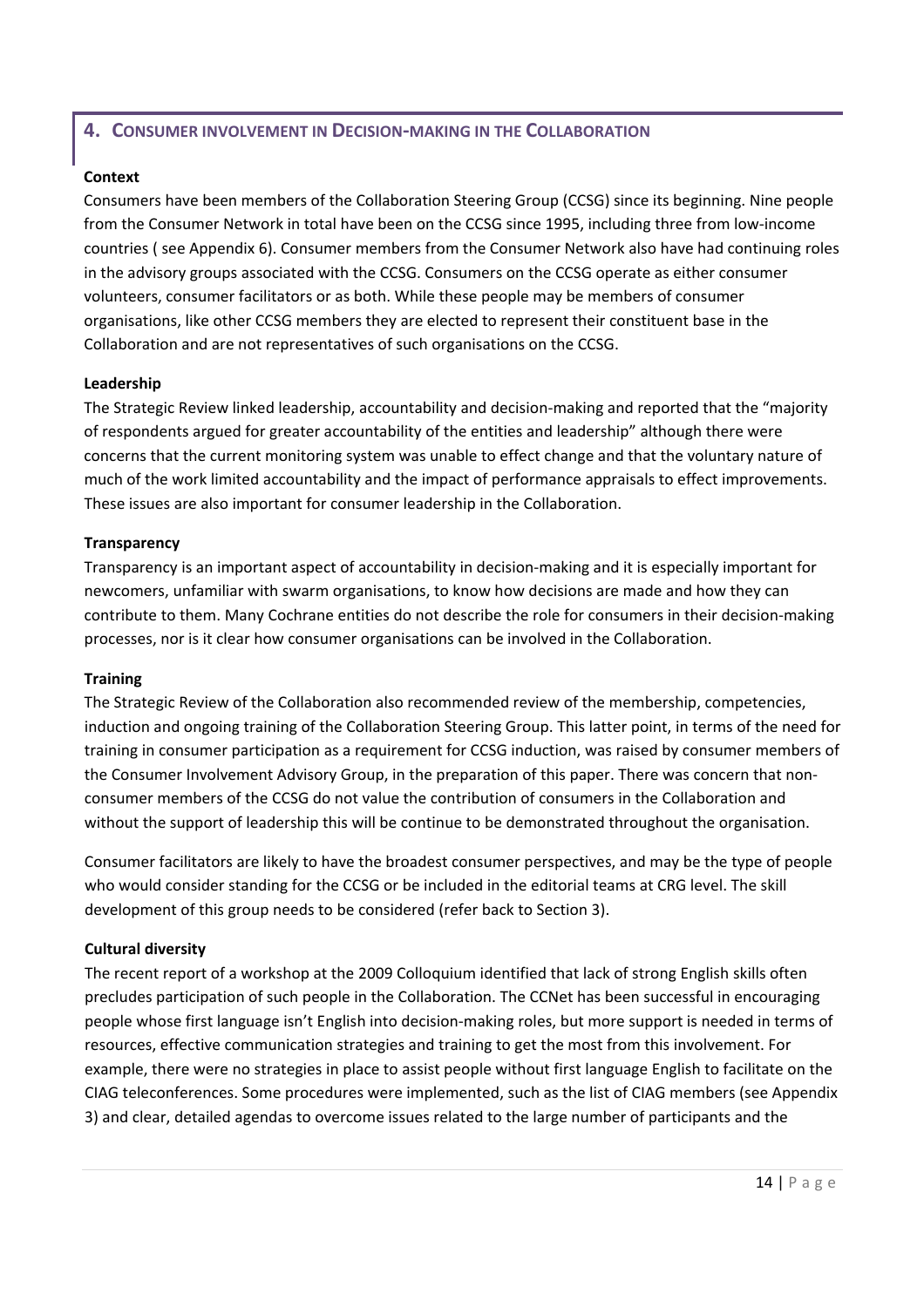## 4. Consumer involvement in Decision-making in the Collaboration

**Context**

Consumers have been members of the Collaboration Steering Group (CCSG) since its beginning. Nine people from the Consumer Network in total have been on the CCSG since 1995, including three from low-income countries ( see Appendix 6). Consumer members from the Consumer Network also have had continuing roles in the advisory groups associated with the CCSG. Consumers on the CCSG operate as either consumer volunteers, consumer facilitators or as both. While these people may be members of consumer organisations, like other CCSG members they are elected to represent their constituent base in the Collaboration and are not representatives of such organisations on the CCSG.

**Leadership**

The Strategic Review linked leadership, accountability and decision-making and reported that the "majority of respondents argued for greater accountability of the entities and leadership" although there were concerns that the current monitoring system was unable to effect change and that the voluntary nature of much of the work limited accountability and the impact of performance appraisals to effect improvements. These issues are also important for consumer leadership in the Collaboration.

**Transparency**

Transparency is an important aspect of accountability in decision-making and it is especially important for newcomers, unfamiliar with swarm organisations, to know how decisions are made and how they can contribute to them. Many Cochrane entities do not describe the role for consumers in their decision-making processes, nor is it clear how consumer organisations can be involved in the Collaboration.

**Training**

The Strategic Review of the Collaboration also recommended review of the membership, competencies, induction and ongoing training of the Collaboration Steering Group. This latter point, in terms of the need for training in consumer participation as a requirement for CCSG induction, was raised by consumer members of the Consumer Involvement Advisory Group, in the preparation of this paper. There was concern that non-consumer members of the CCSG do not value the contribution of consumers in the Collaboration and without the support of leadership this will be continue to be demonstrated throughout the organisation.

Consumer facilitators are likely to have the broadest consumer perspectives, and may be the type of people who would consider standing for the CCSG or be included in the editorial teams at CRG level. The skill development of this group needs to be considered (refer back to Section 3).

**Cultural diversity**

The recent report of a workshop at the 2009 Colloquium identified that lack of strong English skills often precludes participation of such people in the Collaboration. The CCNet has been successful in encouraging people whose first language isn't English into decision-making roles, but more support is needed in terms of resources, effective communication strategies and training to get the most from this involvement. For example, there were no strategies in place to assist people without first language English to facilitate on the CIAG teleconferences. Some procedures were implemented, such as the list of CIAG members (see Appendix 3) and clear, detailed agendas to overcome issues related to the large number of participants and the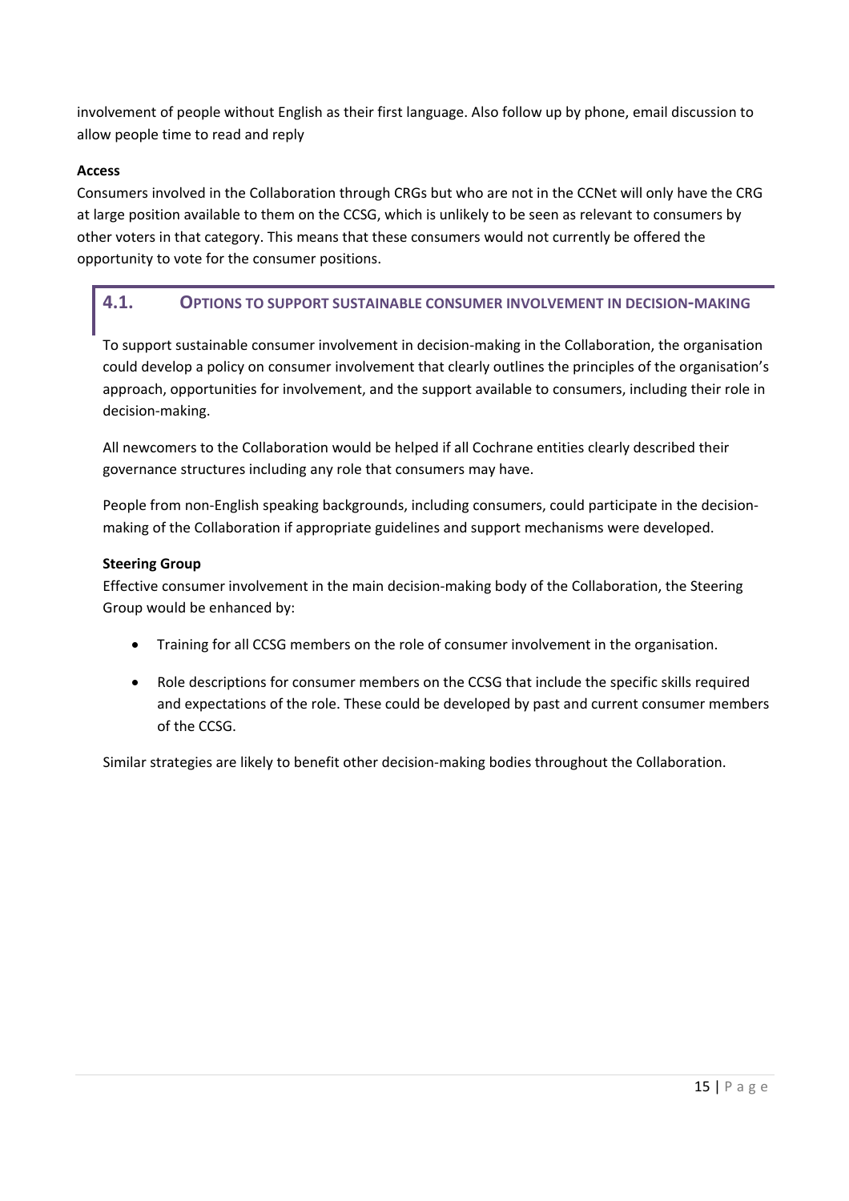involvement of people without English as their first language. Also follow up by phone, email discussion to allow people time to read and reply

**Access**

Consumers involved in the Collaboration through CRGs but who are not in the CCNet will only have the CRG at large position available to them on the CCSG, which is unlikely to be seen as relevant to consumers by other voters in that category. This means that these consumers would not currently be offered the opportunity to vote for the consumer positions.

## 4.1. OPTIONS TO SUPPORT SUSTAINABLE CONSUMER INVOLVEMENT IN DECISION-MAKING

To support sustainable consumer involvement in decision-making in the Collaboration, the organisation could develop a policy on consumer involvement that clearly outlines the principles of the organisation's approach, opportunities for involvement, and the support available to consumers, including their role in decision-making.

All newcomers to the Collaboration would be helped if all Cochrane entities clearly described their governance structures including any role that consumers may have.

People from non-English speaking backgrounds, including consumers, could participate in the decision-making of the Collaboration if appropriate guidelines and support mechanisms were developed.

**Steering Group**

Effective consumer involvement in the main decision-making body of the Collaboration, the Steering Group would be enhanced by:

- Training for all CCSG members on the role of consumer involvement in the organisation.
- Role descriptions for consumer members on the CCSG that include the specific skills required and expectations of the role. These could be developed by past and current consumer members of the CCSG.

Similar strategies are likely to benefit other decision-making bodies throughout the Collaboration.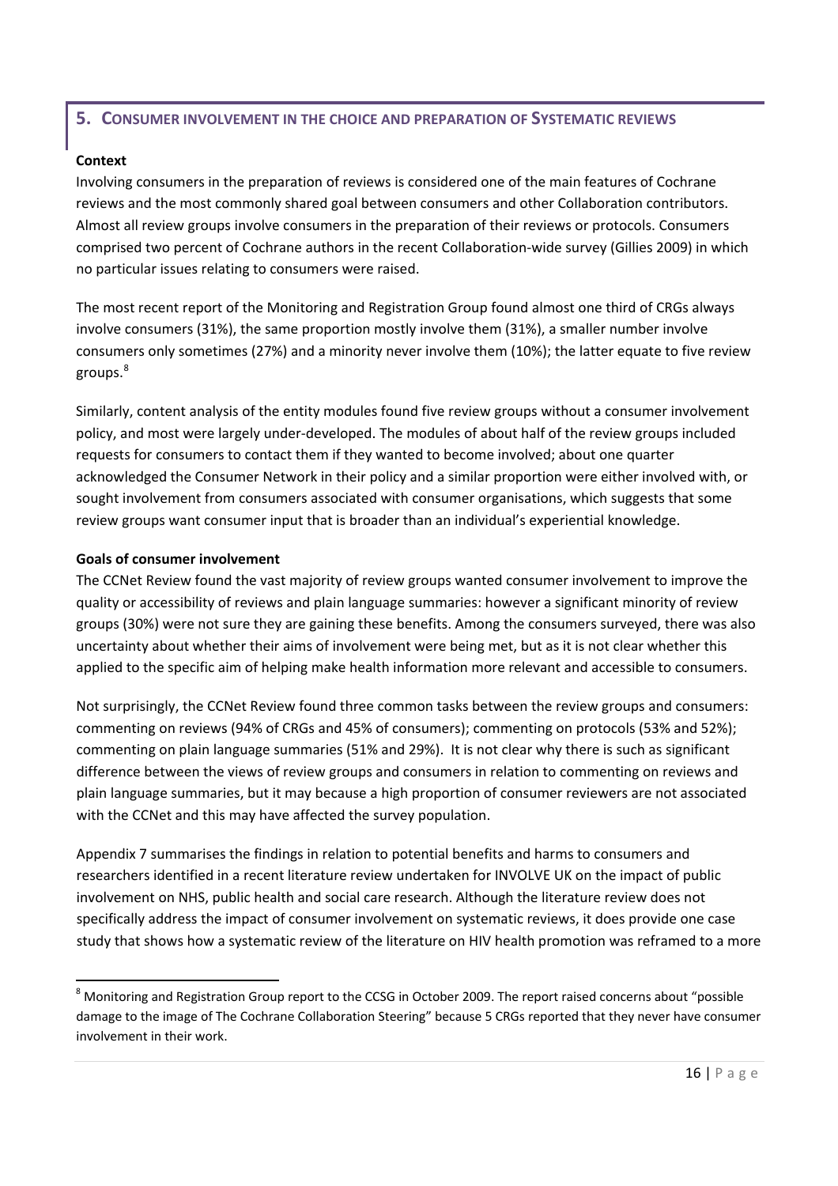## 5. Consumer involvement in the choice and preparation of Systematic reviews

**Context**

Involving consumers in the preparation of reviews is considered one of the main features of Cochrane reviews and the most commonly shared goal between consumers and other Collaboration contributors. Almost all review groups involve consumers in the preparation of their reviews or protocols. Consumers comprised two percent of Cochrane authors in the recent Collaboration-wide survey (Gillies 2009) in which no particular issues relating to consumers were raised.

The most recent report of the Monitoring and Registration Group found almost one third of CRGs always involve consumers (31%), the same proportion mostly involve them (31%), a smaller number involve consumers only sometimes (27%) and a minority never involve them (10%); the latter equate to five review groups.[8]

Similarly, content analysis of the entity modules found five review groups without a consumer involvement policy, and most were largely under-developed. The modules of about half of the review groups included requests for consumers to contact them if they wanted to become involved; about one quarter acknowledged the Consumer Network in their policy and a similar proportion were either involved with, or sought involvement from consumers associated with consumer organisations, which suggests that some review groups want consumer input that is broader than an individual's experiential knowledge.

**Goals of consumer involvement**

The CCNet Review found the vast majority of review groups wanted consumer involvement to improve the quality or accessibility of reviews and plain language summaries: however a significant minority of review groups (30%) were not sure they are gaining these benefits. Among the consumers surveyed, there was also uncertainty about whether their aims of involvement were being met, but as it is not clear whether this applied to the specific aim of helping make health information more relevant and accessible to consumers.

Not surprisingly, the CCNet Review found three common tasks between the review groups and consumers: commenting on reviews (94% of CRGs and 45% of consumers); commenting on protocols (53% and 52%); commenting on plain language summaries (51% and 29%). It is not clear why there is such as significant difference between the views of review groups and consumers in relation to commenting on reviews and plain language summaries, but it may because a high proportion of consumer reviewers are not associated with the CCNet and this may have affected the survey population.

Appendix 7 summarises the findings in relation to potential benefits and harms to consumers and researchers identified in a recent literature review undertaken for INVOLVE UK on the impact of public involvement on NHS, public health and social care research. Although the literature review does not specifically address the impact of consumer involvement on systematic reviews, it does provide one case study that shows how a systematic review of the literature on HIV health promotion was reframed to a more

---

[8] Monitoring and Registration Group report to the CCSG in October 2009. The report raised concerns about "possible damage to the image of The Cochrane Collaboration Steering" because 5 CRGs reported that they never have consumer involvement in their work.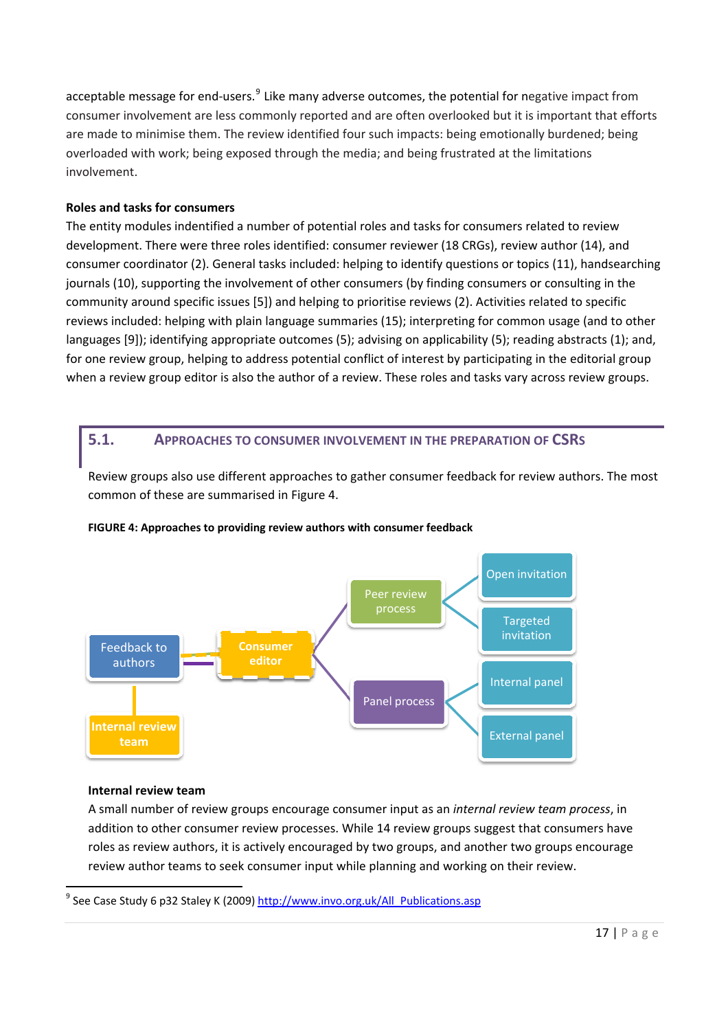acceptable message for end-users.[9] Like many adverse outcomes, the potential for negative impact from consumer involvement are less commonly reported and are often overlooked but it is important that efforts are made to minimise them. The review identified four such impacts: being emotionally burdened; being overloaded with work; being exposed through the media; and being frustrated at the limitations involvement.

**Roles and tasks for consumers**

The entity modules indentified a number of potential roles and tasks for consumers related to review development. There were three roles identified: consumer reviewer (18 CRGs), review author (14), and consumer coordinator (2). General tasks included: helping to identify questions or topics (11), handsearching journals (10), supporting the involvement of other consumers (by finding consumers or consulting in the community around specific issues [5]) and helping to prioritise reviews (2). Activities related to specific reviews included: helping with plain language summaries (15); interpreting for common usage (and to other languages [9]); identifying appropriate outcomes (5); advising on applicability (5); reading abstracts (1); and, for one review group, helping to address potential conflict of interest by participating in the editorial group when a review group editor is also the author of a review. These roles and tasks vary across review groups.

## 5.1. APPROACHES TO CONSUMER INVOLVEMENT IN THE PREPARATION OF CSRS

Review groups also use different approaches to gather consumer feedback for review authors. The most common of these are summarised in Figure 4.

**FIGURE 4: Approaches to providing review authors with consumer feedback**

Feedback to authors — Consumer editor — Peer review process (Open invitation; Targeted invitation) — Panel process (Internal panel; External panel) — Internal review team

**Internal review team**

A small number of review groups encourage consumer input as an *internal review team process*, in addition to other consumer review processes. While 14 review groups suggest that consumers have roles as review authors, it is actively encouraged by two groups, and another two groups encourage review author teams to seek consumer input while planning and working on their review.

[9] See Case Study 6 p32 Staley K (2009) http://www.invo.org.uk/All_Publications.asp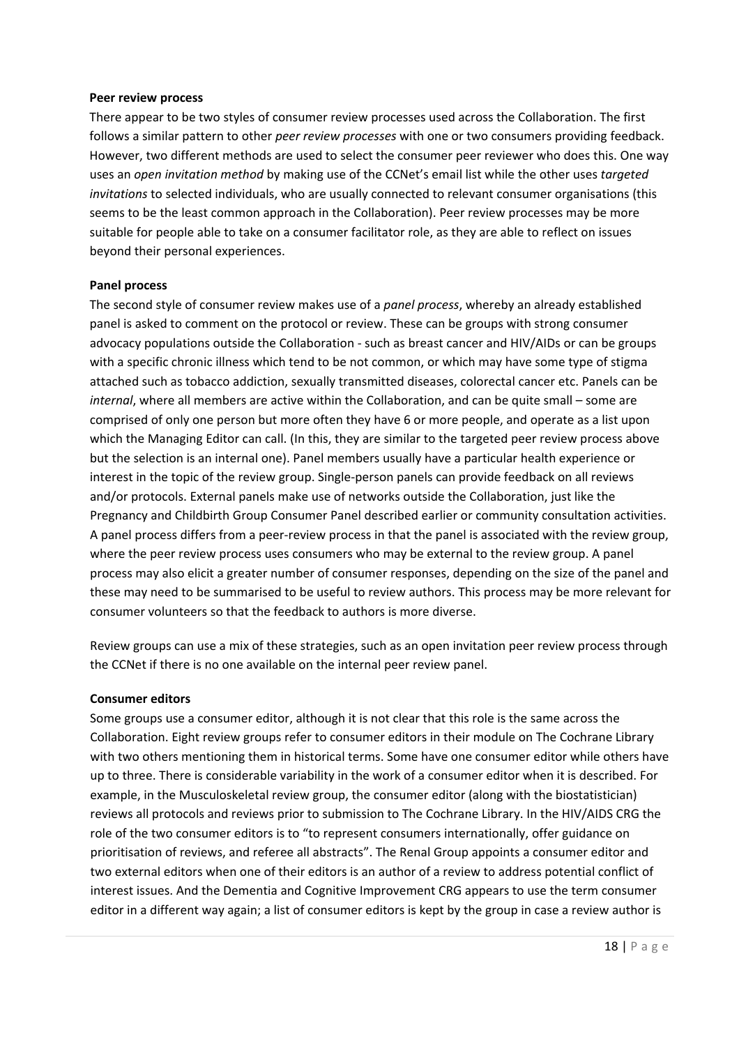**Peer review process**

There appear to be two styles of consumer review processes used across the Collaboration. The first follows a similar pattern to other *peer review processes* with one or two consumers providing feedback. However, two different methods are used to select the consumer peer reviewer who does this. One way uses an *open invitation method* by making use of the CCNet's email list while the other uses *targeted invitations* to selected individuals, who are usually connected to relevant consumer organisations (this seems to be the least common approach in the Collaboration). Peer review processes may be more suitable for people able to take on a consumer facilitator role, as they are able to reflect on issues beyond their personal experiences.

**Panel process**

The second style of consumer review makes use of a *panel process*, whereby an already established panel is asked to comment on the protocol or review. These can be groups with strong consumer advocacy populations outside the Collaboration - such as breast cancer and HIV/AIDs or can be groups with a specific chronic illness which tend to be not common, or which may have some type of stigma attached such as tobacco addiction, sexually transmitted diseases, colorectal cancer etc. Panels can be *internal*, where all members are active within the Collaboration, and can be quite small – some are comprised of only one person but more often they have 6 or more people, and operate as a list upon which the Managing Editor can call. (In this, they are similar to the targeted peer review process above but the selection is an internal one). Panel members usually have a particular health experience or interest in the topic of the review group. Single-person panels can provide feedback on all reviews and/or protocols. External panels make use of networks outside the Collaboration, just like the Pregnancy and Childbirth Group Consumer Panel described earlier or community consultation activities. A panel process differs from a peer-review process in that the panel is associated with the review group, where the peer review process uses consumers who may be external to the review group. A panel process may also elicit a greater number of consumer responses, depending on the size of the panel and these may need to be summarised to be useful to review authors. This process may be more relevant for consumer volunteers so that the feedback to authors is more diverse.

Review groups can use a mix of these strategies, such as an open invitation peer review process through the CCNet if there is no one available on the internal peer review panel.

**Consumer editors**

Some groups use a consumer editor, although it is not clear that this role is the same across the Collaboration. Eight review groups refer to consumer editors in their module on The Cochrane Library with two others mentioning them in historical terms. Some have one consumer editor while others have up to three. There is considerable variability in the work of a consumer editor when it is described. For example, in the Musculoskeletal review group, the consumer editor (along with the biostatistician) reviews all protocols and reviews prior to submission to The Cochrane Library. In the HIV/AIDS CRG the role of the two consumer editors is to "to represent consumers internationally, offer guidance on prioritisation of reviews, and referee all abstracts". The Renal Group appoints a consumer editor and two external editors when one of their editors is an author of a review to address potential conflict of interest issues. And the Dementia and Cognitive Improvement CRG appears to use the term consumer editor in a different way again; a list of consumer editors is kept by the group in case a review author is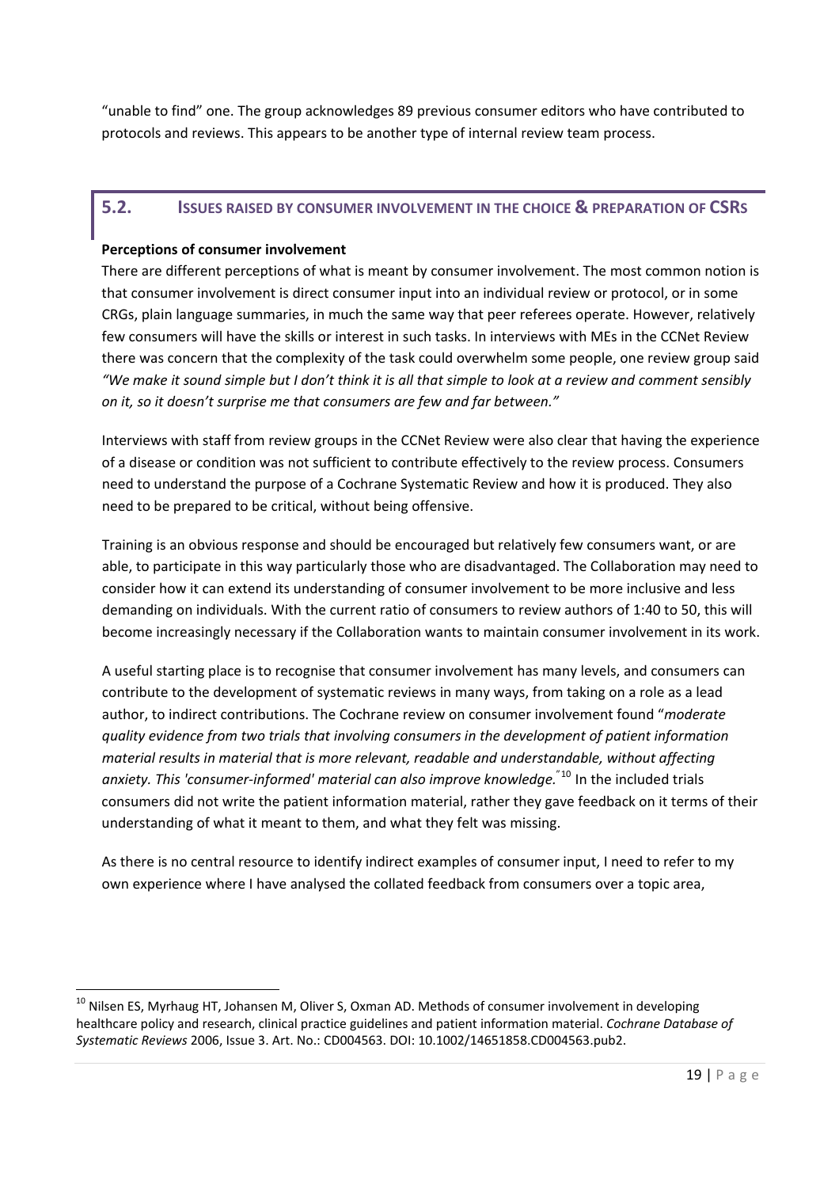"unable to find" one. The group acknowledges 89 previous consumer editors who have contributed to protocols and reviews. This appears to be another type of internal review team process.

## 5.2. ISSUES RAISED BY CONSUMER INVOLVEMENT IN THE CHOICE & PREPARATION OF CSRS

**Perceptions of consumer involvement**

There are different perceptions of what is meant by consumer involvement. The most common notion is that consumer involvement is direct consumer input into an individual review or protocol, or in some CRGs, plain language summaries, in much the same way that peer referees operate. However, relatively few consumers will have the skills or interest in such tasks. In interviews with MEs in the CCNet Review there was concern that the complexity of the task could overwhelm some people, one review group said *"We make it sound simple but I don't think it is all that simple to look at a review and comment sensibly on it, so it doesn't surprise me that consumers are few and far between."*

Interviews with staff from review groups in the CCNet Review were also clear that having the experience of a disease or condition was not sufficient to contribute effectively to the review process. Consumers need to understand the purpose of a Cochrane Systematic Review and how it is produced. They also need to be prepared to be critical, without being offensive.

Training is an obvious response and should be encouraged but relatively few consumers want, or are able, to participate in this way particularly those who are disadvantaged. The Collaboration may need to consider how it can extend its understanding of consumer involvement to be more inclusive and less demanding on individuals. With the current ratio of consumers to review authors of 1:40 to 50, this will become increasingly necessary if the Collaboration wants to maintain consumer involvement in its work.

A useful starting place is to recognise that consumer involvement has many levels, and consumers can contribute to the development of systematic reviews in many ways, from taking on a role as a lead author, to indirect contributions. The Cochrane review on consumer involvement found "*moderate quality evidence from two trials that involving consumers in the development of patient information material results in material that is more relevant, readable and understandable, without affecting anxiety. This 'consumer-informed' material can also improve knowledge.*"[10] In the included trials consumers did not write the patient information material, rather they gave feedback on it terms of their understanding of what it meant to them, and what they felt was missing.

As there is no central resource to identify indirect examples of consumer input, I need to refer to my own experience where I have analysed the collated feedback from consumers over a topic area,

---

[10] Nilsen ES, Myrhaug HT, Johansen M, Oliver S, Oxman AD. Methods of consumer involvement in developing healthcare policy and research, clinical practice guidelines and patient information material. *Cochrane Database of Systematic Reviews* 2006, Issue 3. Art. No.: CD004563. DOI: 10.1002/14651858.CD004563.pub2.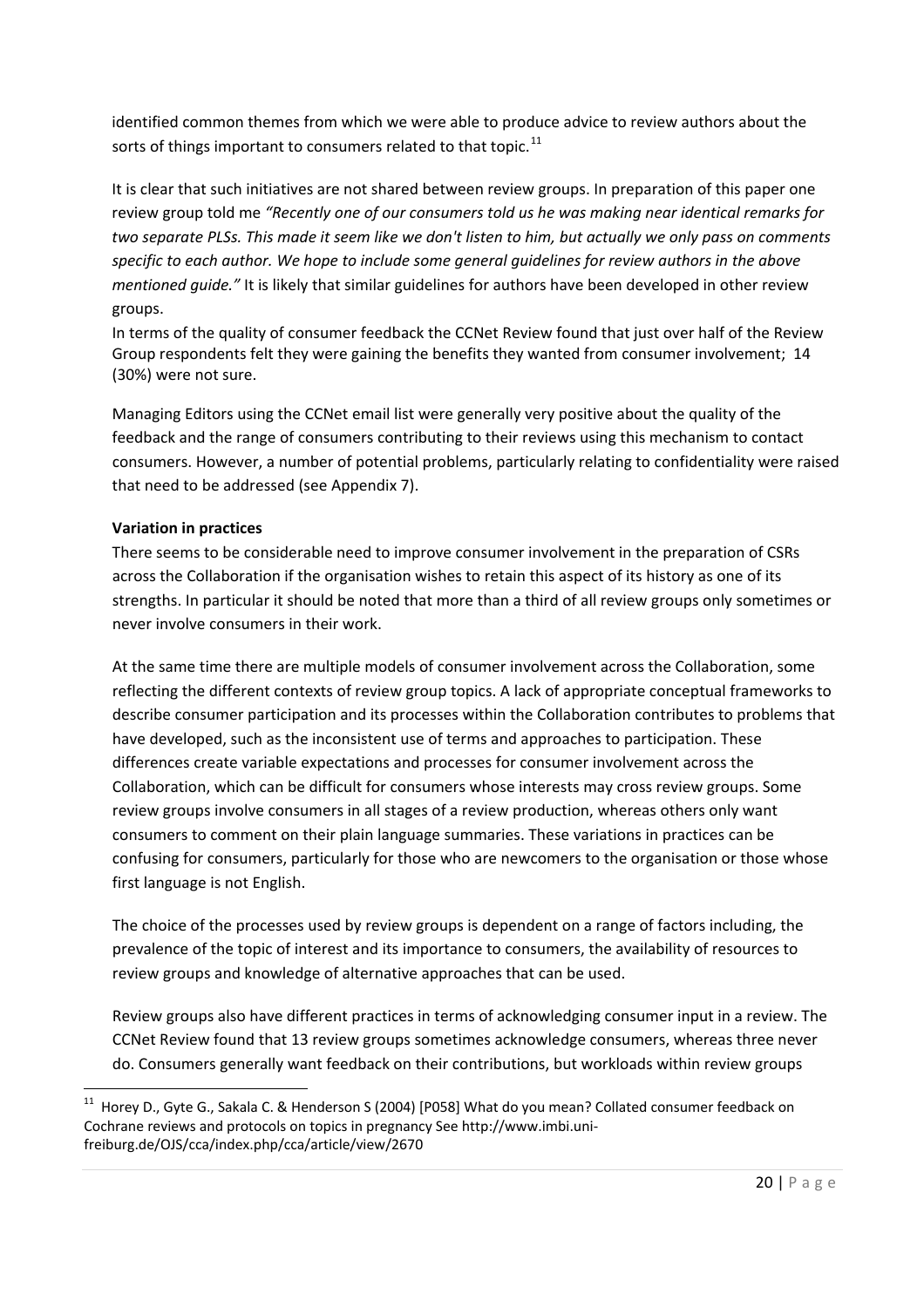identified common themes from which we were able to produce advice to review authors about the sorts of things important to consumers related to that topic.[11]

It is clear that such initiatives are not shared between review groups. In preparation of this paper one review group told me *"Recently one of our consumers told us he was making near identical remarks for two separate PLSs. This made it seem like we don't listen to him, but actually we only pass on comments specific to each author. We hope to include some general guidelines for review authors in the above mentioned guide."* It is likely that similar guidelines for authors have been developed in other review groups.

In terms of the quality of consumer feedback the CCNet Review found that just over half of the Review Group respondents felt they were gaining the benefits they wanted from consumer involvement; 14 (30%) were not sure.

Managing Editors using the CCNet email list were generally very positive about the quality of the feedback and the range of consumers contributing to their reviews using this mechanism to contact consumers. However, a number of potential problems, particularly relating to confidentiality were raised that need to be addressed (see Appendix 7).

**Variation in practices**

There seems to be considerable need to improve consumer involvement in the preparation of CSRs across the Collaboration if the organisation wishes to retain this aspect of its history as one of its strengths. In particular it should be noted that more than a third of all review groups only sometimes or never involve consumers in their work.

At the same time there are multiple models of consumer involvement across the Collaboration, some reflecting the different contexts of review group topics. A lack of appropriate conceptual frameworks to describe consumer participation and its processes within the Collaboration contributes to problems that have developed, such as the inconsistent use of terms and approaches to participation. These differences create variable expectations and processes for consumer involvement across the Collaboration, which can be difficult for consumers whose interests may cross review groups. Some review groups involve consumers in all stages of a review production, whereas others only want consumers to comment on their plain language summaries. These variations in practices can be confusing for consumers, particularly for those who are newcomers to the organisation or those whose first language is not English.

The choice of the processes used by review groups is dependent on a range of factors including, the prevalence of the topic of interest and its importance to consumers, the availability of resources to review groups and knowledge of alternative approaches that can be used.

Review groups also have different practices in terms of acknowledging consumer input in a review. The CCNet Review found that 13 review groups sometimes acknowledge consumers, whereas three never do. Consumers generally want feedback on their contributions, but workloads within review groups

---

[11] Horey D., Gyte G., Sakala C. & Henderson S (2004) [P058] What do you mean? Collated consumer feedback on Cochrane reviews and protocols on topics in pregnancy See http://www.imbi.uni-freiburg.de/OJS/cca/index.php/cca/article/view/2670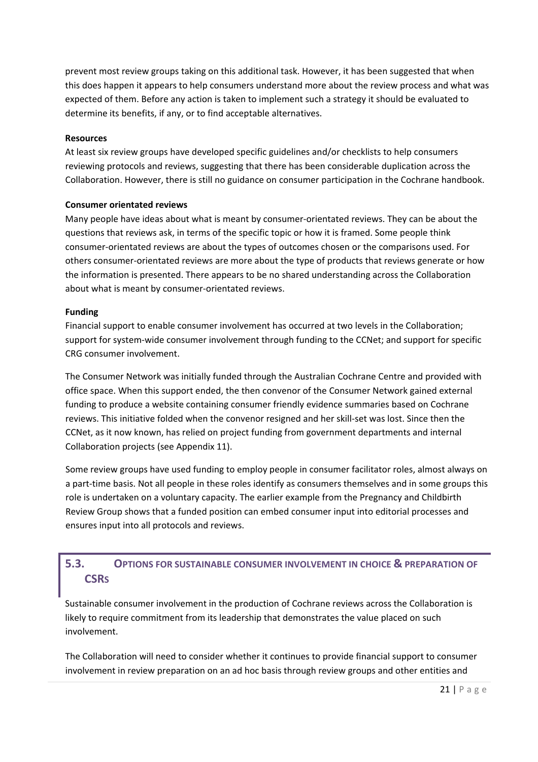prevent most review groups taking on this additional task. However, it has been suggested that when this does happen it appears to help consumers understand more about the review process and what was expected of them. Before any action is taken to implement such a strategy it should be evaluated to determine its benefits, if any, or to find acceptable alternatives.

**Resources**

At least six review groups have developed specific guidelines and/or checklists to help consumers reviewing protocols and reviews, suggesting that there has been considerable duplication across the Collaboration. However, there is still no guidance on consumer participation in the Cochrane handbook.

**Consumer orientated reviews**

Many people have ideas about what is meant by consumer-orientated reviews. They can be about the questions that reviews ask, in terms of the specific topic or how it is framed. Some people think consumer-orientated reviews are about the types of outcomes chosen or the comparisons used. For others consumer-orientated reviews are more about the type of products that reviews generate or how the information is presented. There appears to be no shared understanding across the Collaboration about what is meant by consumer-orientated reviews.

**Funding**

Financial support to enable consumer involvement has occurred at two levels in the Collaboration; support for system-wide consumer involvement through funding to the CCNet; and support for specific CRG consumer involvement.

The Consumer Network was initially funded through the Australian Cochrane Centre and provided with office space. When this support ended, the then convenor of the Consumer Network gained external funding to produce a website containing consumer friendly evidence summaries based on Cochrane reviews. This initiative folded when the convenor resigned and her skill-set was lost. Since then the CCNet, as it now known, has relied on project funding from government departments and internal Collaboration projects (see Appendix 11).

Some review groups have used funding to employ people in consumer facilitator roles, almost always on a part-time basis. Not all people in these roles identify as consumers themselves and in some groups this role is undertaken on a voluntary capacity. The earlier example from the Pregnancy and Childbirth Review Group shows that a funded position can embed consumer input into editorial processes and ensures input into all protocols and reviews.

## 5.3. OPTIONS FOR SUSTAINABLE CONSUMER INVOLVEMENT IN CHOICE & PREPARATION OF CSRS

Sustainable consumer involvement in the production of Cochrane reviews across the Collaboration is likely to require commitment from its leadership that demonstrates the value placed on such involvement.

The Collaboration will need to consider whether it continues to provide financial support to consumer involvement in review preparation on an ad hoc basis through review groups and other entities and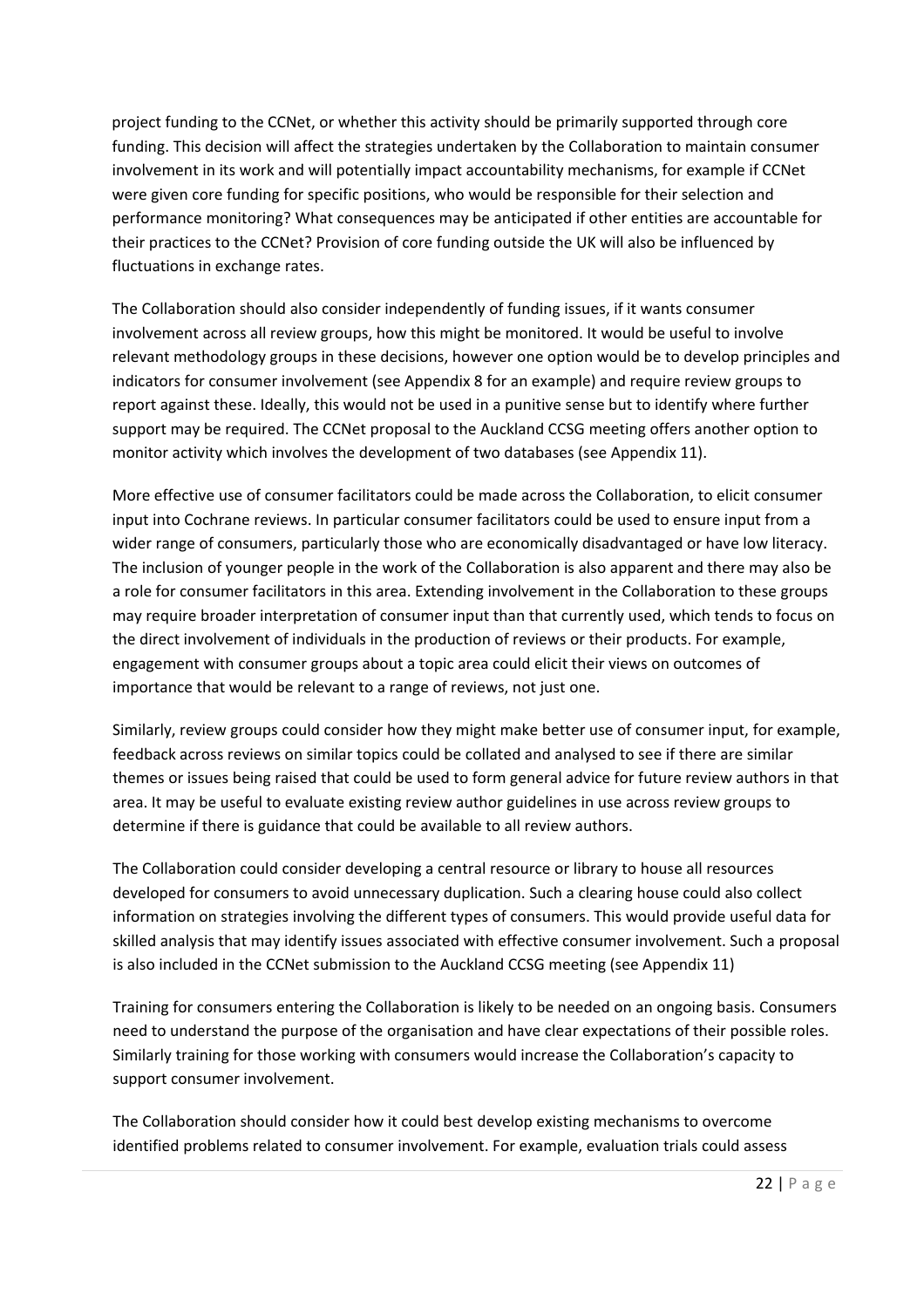project funding to the CCNet, or whether this activity should be primarily supported through core funding. This decision will affect the strategies undertaken by the Collaboration to maintain consumer involvement in its work and will potentially impact accountability mechanisms, for example if CCNet were given core funding for specific positions, who would be responsible for their selection and performance monitoring? What consequences may be anticipated if other entities are accountable for their practices to the CCNet? Provision of core funding outside the UK will also be influenced by fluctuations in exchange rates.

The Collaboration should also consider independently of funding issues, if it wants consumer involvement across all review groups, how this might be monitored. It would be useful to involve relevant methodology groups in these decisions, however one option would be to develop principles and indicators for consumer involvement (see Appendix 8 for an example) and require review groups to report against these. Ideally, this would not be used in a punitive sense but to identify where further support may be required. The CCNet proposal to the Auckland CCSG meeting offers another option to monitor activity which involves the development of two databases (see Appendix 11).

More effective use of consumer facilitators could be made across the Collaboration, to elicit consumer input into Cochrane reviews. In particular consumer facilitators could be used to ensure input from a wider range of consumers, particularly those who are economically disadvantaged or have low literacy. The inclusion of younger people in the work of the Collaboration is also apparent and there may also be a role for consumer facilitators in this area. Extending involvement in the Collaboration to these groups may require broader interpretation of consumer input than that currently used, which tends to focus on the direct involvement of individuals in the production of reviews or their products. For example, engagement with consumer groups about a topic area could elicit their views on outcomes of importance that would be relevant to a range of reviews, not just one.

Similarly, review groups could consider how they might make better use of consumer input, for example, feedback across reviews on similar topics could be collated and analysed to see if there are similar themes or issues being raised that could be used to form general advice for future review authors in that area. It may be useful to evaluate existing review author guidelines in use across review groups to determine if there is guidance that could be available to all review authors.

The Collaboration could consider developing a central resource or library to house all resources developed for consumers to avoid unnecessary duplication. Such a clearing house could also collect information on strategies involving the different types of consumers. This would provide useful data for skilled analysis that may identify issues associated with effective consumer involvement. Such a proposal is also included in the CCNet submission to the Auckland CCSG meeting (see Appendix 11)

Training for consumers entering the Collaboration is likely to be needed on an ongoing basis. Consumers need to understand the purpose of the organisation and have clear expectations of their possible roles. Similarly training for those working with consumers would increase the Collaboration's capacity to support consumer involvement.

The Collaboration should consider how it could best develop existing mechanisms to overcome identified problems related to consumer involvement. For example, evaluation trials could assess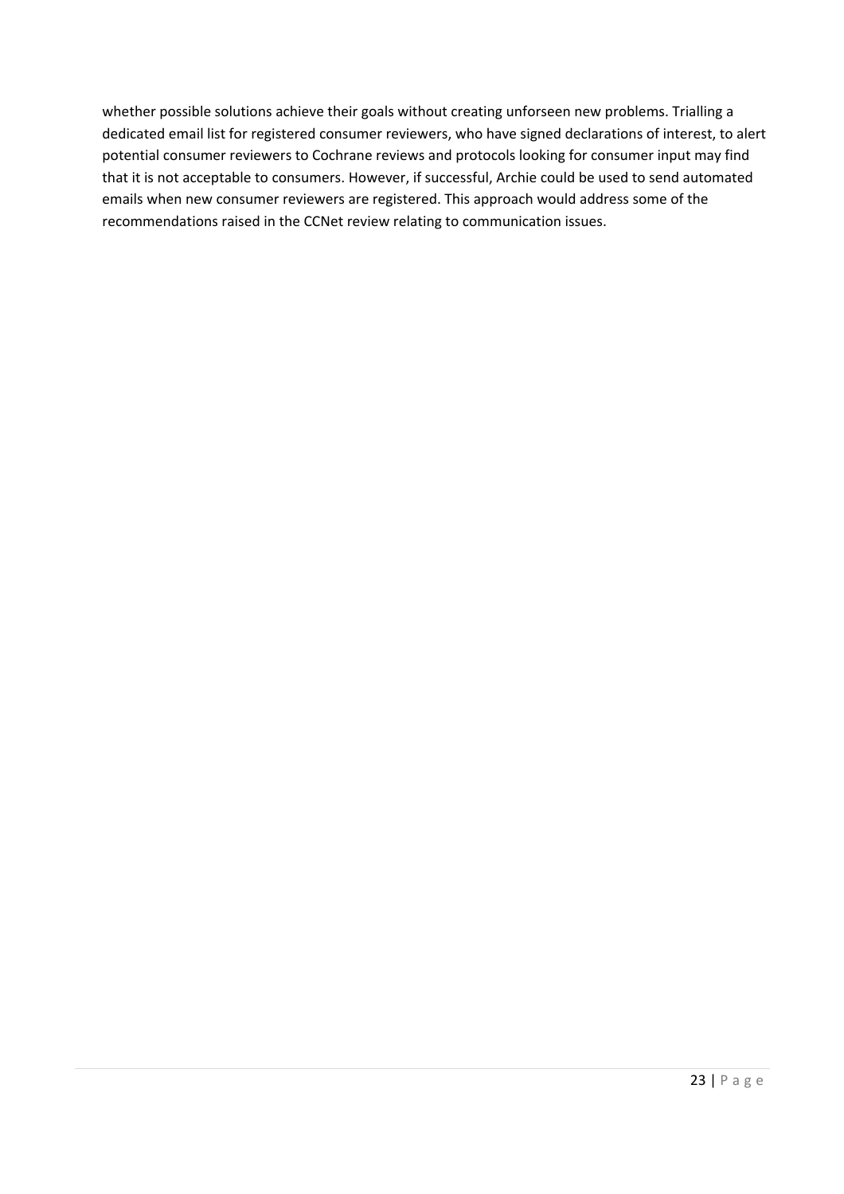whether possible solutions achieve their goals without creating unforseen new problems. Trialling a dedicated email list for registered consumer reviewers, who have signed declarations of interest, to alert potential consumer reviewers to Cochrane reviews and protocols looking for consumer input may find that it is not acceptable to consumers. However, if successful, Archie could be used to send automated emails when new consumer reviewers are registered. This approach would address some of the recommendations raised in the CCNet review relating to communication issues.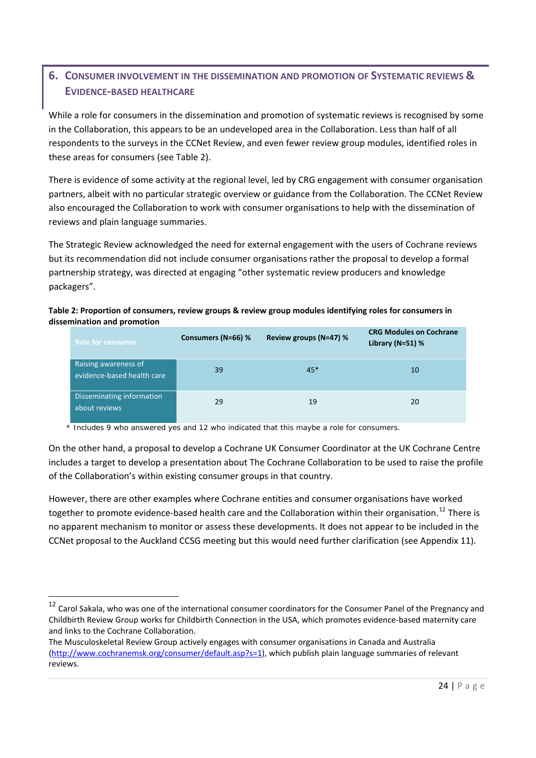## 6. Consumer Involvement in the Dissemination and Promotion of Systematic Reviews & Evidence-based Healthcare

While a role for consumers in the dissemination and promotion of systematic reviews is recognised by some in the Collaboration, this appears to be an undeveloped area in the Collaboration. Less than half of all respondents to the surveys in the CCNet Review, and even fewer review group modules, identified roles in these areas for consumers (see Table 2).

There is evidence of some activity at the regional level, led by CRG engagement with consumer organisation partners, albeit with no particular strategic overview or guidance from the Collaboration. The CCNet Review also encouraged the Collaboration to work with consumer organisations to help with the dissemination of reviews and plain language summaries.

The Strategic Review acknowledged the need for external engagement with the users of Cochrane reviews but its recommendation did not include consumer organisations rather the proposal to develop a formal partnership strategy, was directed at engaging "other systematic review producers and knowledge packagers".

**Table 2: Proportion of consumers, review groups & review group modules identifying roles for consumers in dissemination and promotion**

| Role for consumer | Consumers (N=66) % | Review groups (N=47) % | CRG Modules on Cochrane Library (N=51) % |
|---|---|---|---|
| Raising awareness of evidence-based health care | 39 | 45* | 10 |
| Disseminating information about reviews | 29 | 19 | 20 |

\* Includes 9 who answered yes and 12 who indicated that this maybe a role for consumers.

On the other hand, a proposal to develop a Cochrane UK Consumer Coordinator at the UK Cochrane Centre includes a target to develop a presentation about The Cochrane Collaboration to be used to raise the profile of the Collaboration's within existing consumer groups in that country.

However, there are other examples where Cochrane entities and consumer organisations have worked together to promote evidence-based health care and the Collaboration within their organisation.[12] There is no apparent mechanism to monitor or assess these developments. It does not appear to be included in the CCNet proposal to the Auckland CCSG meeting but this would need further clarification (see Appendix 11).

---

[12] Carol Sakala, who was one of the international consumer coordinators for the Consumer Panel of the Pregnancy and Childbirth Review Group works for Childbirth Connection in the USA, which promotes evidence-based maternity care and links to the Cochrane Collaboration.
The Musculoskeletal Review Group actively engages with consumer organisations in Canada and Australia (http://www.cochranemsk.org/consumer/default.asp?s=1), which publish plain language summaries of relevant reviews.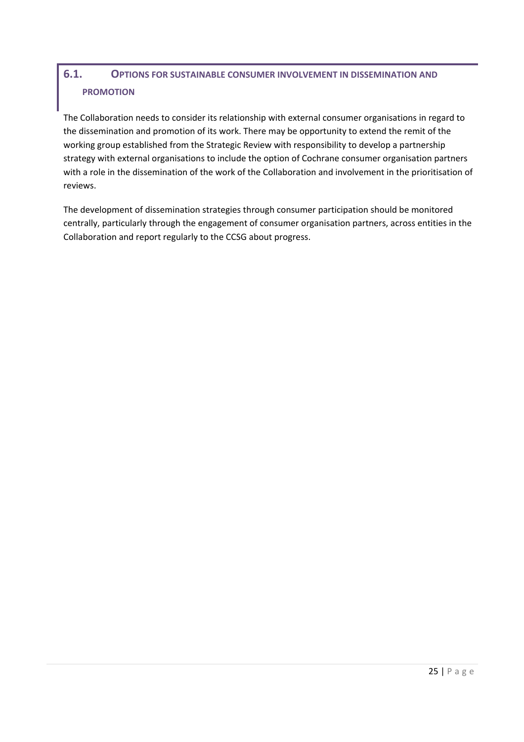## 6.1. Options for sustainable consumer involvement in dissemination and promotion

The Collaboration needs to consider its relationship with external consumer organisations in regard to the dissemination and promotion of its work. There may be opportunity to extend the remit of the working group established from the Strategic Review with responsibility to develop a partnership strategy with external organisations to include the option of Cochrane consumer organisation partners with a role in the dissemination of the work of the Collaboration and involvement in the prioritisation of reviews.

The development of dissemination strategies through consumer participation should be monitored centrally, particularly through the engagement of consumer organisation partners, across entities in the Collaboration and report regularly to the CCSG about progress.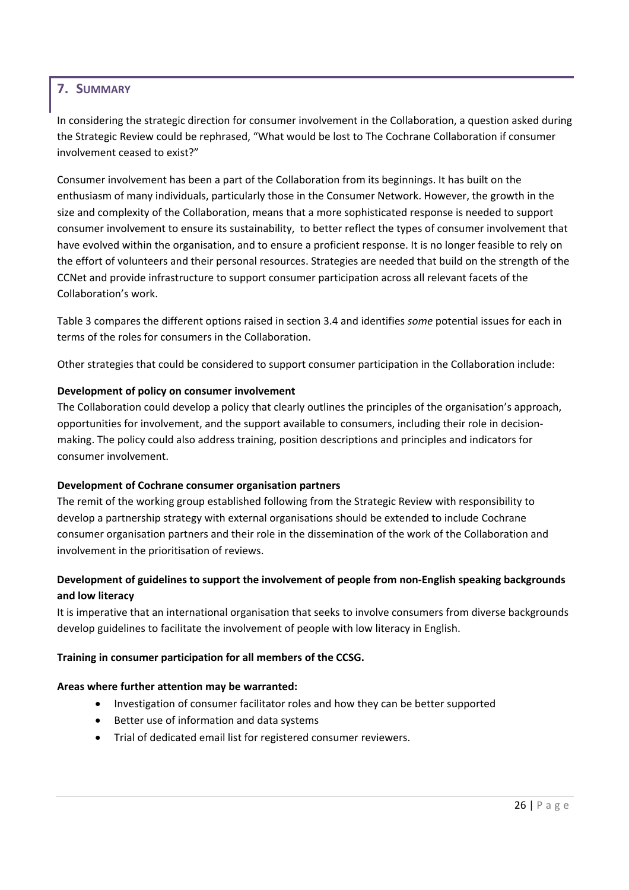## 7. SUMMARY

In considering the strategic direction for consumer involvement in the Collaboration, a question asked during the Strategic Review could be rephrased, "What would be lost to The Cochrane Collaboration if consumer involvement ceased to exist?"

Consumer involvement has been a part of the Collaboration from its beginnings. It has built on the enthusiasm of many individuals, particularly those in the Consumer Network. However, the growth in the size and complexity of the Collaboration, means that a more sophisticated response is needed to support consumer involvement to ensure its sustainability, to better reflect the types of consumer involvement that have evolved within the organisation, and to ensure a proficient response. It is no longer feasible to rely on the effort of volunteers and their personal resources. Strategies are needed that build on the strength of the CCNet and provide infrastructure to support consumer participation across all relevant facets of the Collaboration's work.

Table 3 compares the different options raised in section 3.4 and identifies *some* potential issues for each in terms of the roles for consumers in the Collaboration.

Other strategies that could be considered to support consumer participation in the Collaboration include:

**Development of policy on consumer involvement**

The Collaboration could develop a policy that clearly outlines the principles of the organisation's approach, opportunities for involvement, and the support available to consumers, including their role in decision-making. The policy could also address training, position descriptions and principles and indicators for consumer involvement.

**Development of Cochrane consumer organisation partners**

The remit of the working group established following from the Strategic Review with responsibility to develop a partnership strategy with external organisations should be extended to include Cochrane consumer organisation partners and their role in the dissemination of the work of the Collaboration and involvement in the prioritisation of reviews.

**Development of guidelines to support the involvement of people from non-English speaking backgrounds and low literacy**

It is imperative that an international organisation that seeks to involve consumers from diverse backgrounds develop guidelines to facilitate the involvement of people with low literacy in English.

**Training in consumer participation for all members of the CCSG.**

**Areas where further attention may be warranted:**

- Investigation of consumer facilitator roles and how they can be better supported
- Better use of information and data systems
- Trial of dedicated email list for registered consumer reviewers.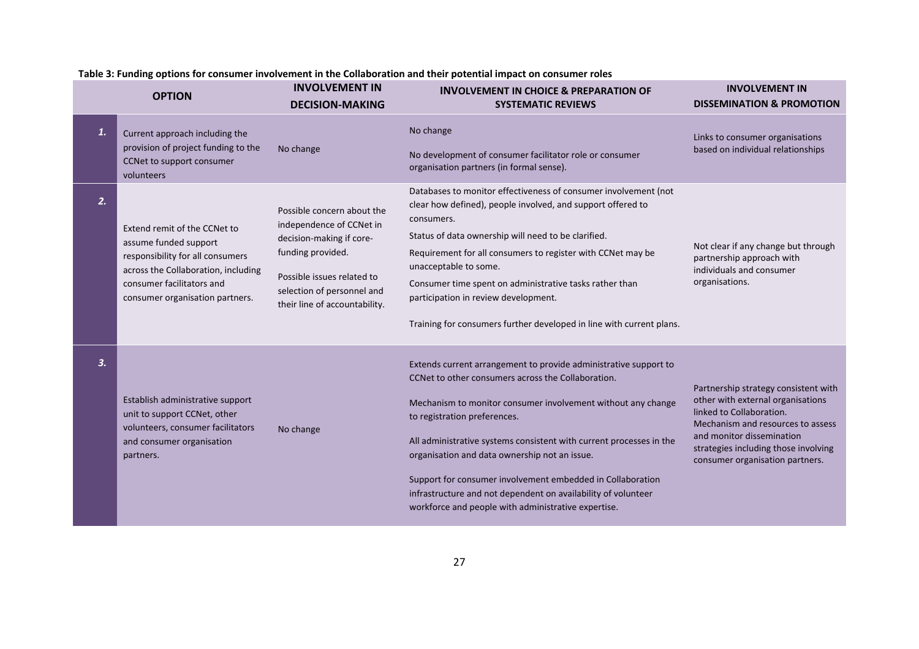**Table 3: Funding options for consumer involvement in the Collaboration and their potential impact on consumer roles**

| | OPTION | INVOLVEMENT IN DECISION-MAKING | INVOLVEMENT IN CHOICE & PREPARATION OF SYSTEMATIC REVIEWS | INVOLVEMENT IN DISSEMINATION & PROMOTION |
|---|---|---|---|---|
| ***1.*** | Current approach including the provision of project funding to the CCNet to support consumer volunteers | No change | No change<br><br>No development of consumer facilitator role or consumer organisation partners (in formal sense). | Links to consumer organisations based on individual relationships |
| ***2.*** | Extend remit of the CCNet to assume funded support responsibility for all consumers across the Collaboration, including consumer facilitators and consumer organisation partners. | Possible concern about the independence of CCNet in decision-making if core-funding provided.<br><br>Possible issues related to selection of personnel and their line of accountability. | Databases to monitor effectiveness of consumer involvement (not clear how defined), people involved, and support offered to consumers.<br><br>Status of data ownership will need to be clarified.<br><br>Requirement for all consumers to register with CCNet may be unacceptable to some.<br><br>Consumer time spent on administrative tasks rather than participation in review development.<br><br>Training for consumers further developed in line with current plans. | Not clear if any change but through partnership approach with individuals and consumer organisations. |
| ***3.*** | Establish administrative support unit to support CCNet, other volunteers, consumer facilitators and consumer organisation partners. | No change | Extends current arrangement to provide administrative support to CCNet to other consumers across the Collaboration.<br><br>Mechanism to monitor consumer involvement without any change to registration preferences.<br><br>All administrative systems consistent with current processes in the organisation and data ownership not an issue.<br><br>Support for consumer involvement embedded in Collaboration infrastructure and not dependent on availability of volunteer workforce and people with administrative expertise. | Partnership strategy consistent with other with external organisations linked to Collaboration. Mechanism and resources to assess and monitor dissemination strategies including those involving consumer organisation partners. |